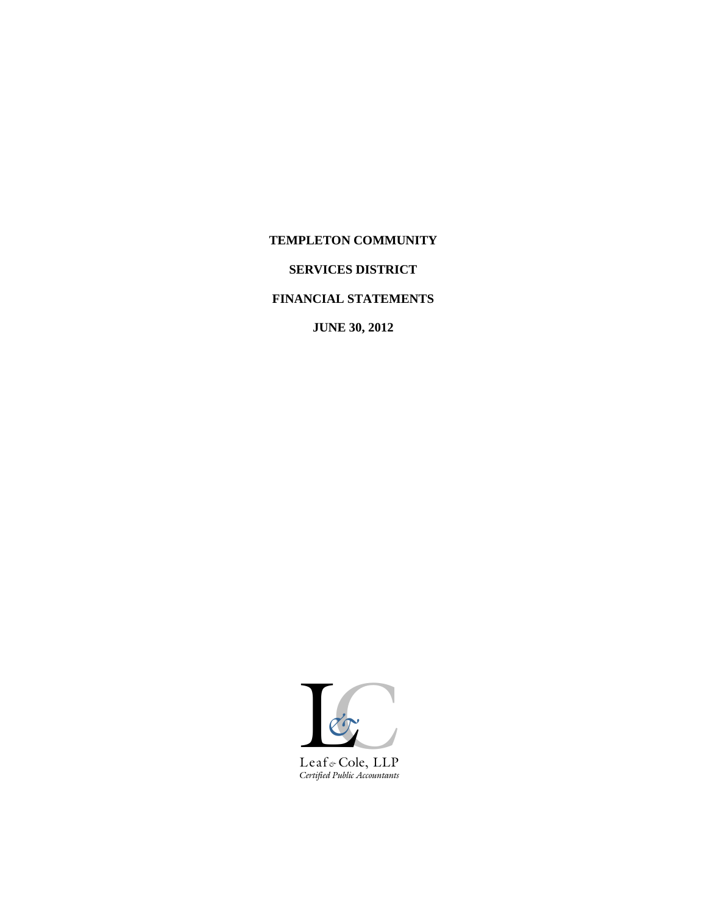# TEMPLETON COMMUNITY

# SERVICES DISTRICT

# FINANCIAL STATEMENTS

# JUNE 30, 2012

Leaf & Cole, LLP
*Certified Public Accountants*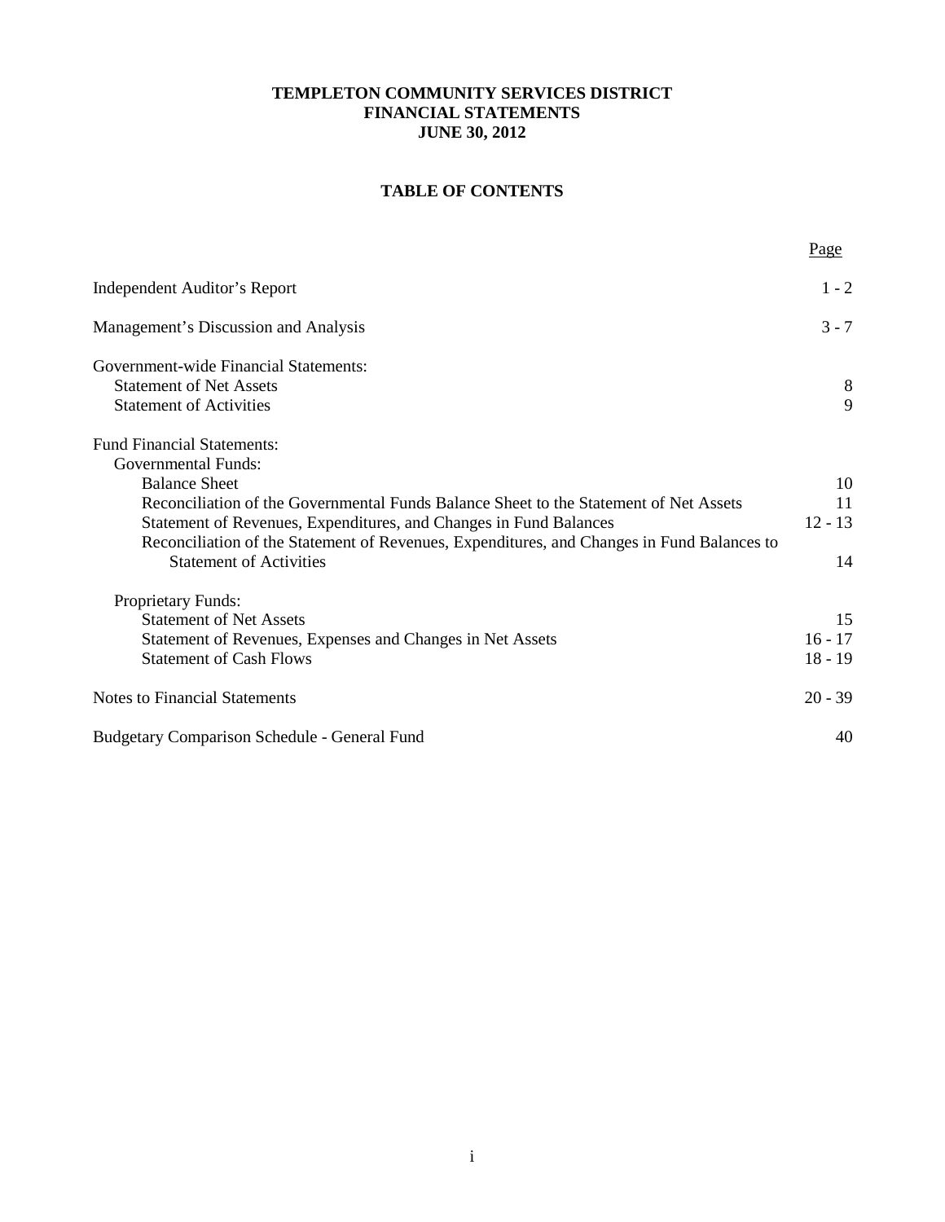**TEMPLETON COMMUNITY SERVICES DISTRICT**
**FINANCIAL STATEMENTS**
**JUNE 30, 2012**

**TABLE OF CONTENTS**

| | Page |
|---|---|
| Independent Auditor's Report | 1 - 2 |
| Management's Discussion and Analysis | 3 - 7 |
| Government-wide Financial Statements: | |
| Statement of Net Assets | 8 |
| Statement of Activities | 9 |
| Fund Financial Statements: | |
| Governmental Funds: | |
| Balance Sheet | 10 |
| Reconciliation of the Governmental Funds Balance Sheet to the Statement of Net Assets | 11 |
| Statement of Revenues, Expenditures, and Changes in Fund Balances | 12 - 13 |
| Reconciliation of the Statement of Revenues, Expenditures, and Changes in Fund Balances to Statement of Activities | 14 |
| Proprietary Funds: | |
| Statement of Net Assets | 15 |
| Statement of Revenues, Expenses and Changes in Net Assets | 16 - 17 |
| Statement of Cash Flows | 18 - 19 |
| Notes to Financial Statements | 20 - 39 |
| Budgetary Comparison Schedule - General Fund | 40 |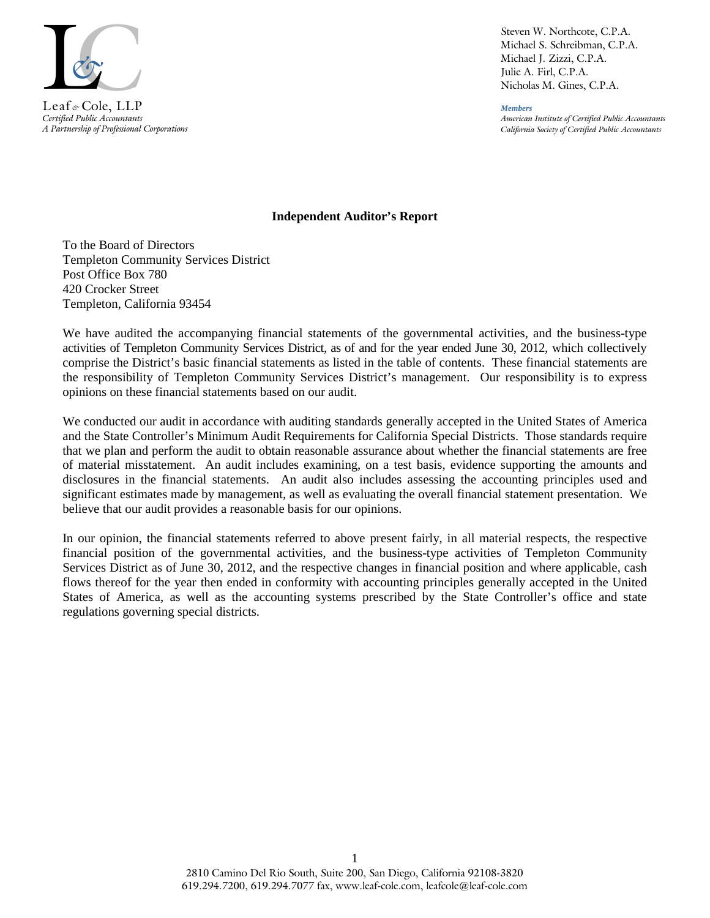Leaf & Cole, LLP
*Certified Public Accountants*
*A Partnership of Professional Corporations*

Steven W. Northcote, C.P.A.
Michael S. Schreibman, C.P.A.
Michael J. Zizzi, C.P.A.
Julie A. Firl, C.P.A.
Nicholas M. Gines, C.P.A.

***Members***
*American Institute of Certified Public Accountants*
*California Society of Certified Public Accountants*

## Independent Auditor's Report

To the Board of Directors
Templeton Community Services District
Post Office Box 780
420 Crocker Street
Templeton, California 93454

We have audited the accompanying financial statements of the governmental activities, and the business-type activities of Templeton Community Services District, as of and for the year ended June 30, 2012, which collectively comprise the District's basic financial statements as listed in the table of contents. These financial statements are the responsibility of Templeton Community Services District's management. Our responsibility is to express opinions on these financial statements based on our audit.

We conducted our audit in accordance with auditing standards generally accepted in the United States of America and the State Controller's Minimum Audit Requirements for California Special Districts. Those standards require that we plan and perform the audit to obtain reasonable assurance about whether the financial statements are free of material misstatement. An audit includes examining, on a test basis, evidence supporting the amounts and disclosures in the financial statements. An audit also includes assessing the accounting principles used and significant estimates made by management, as well as evaluating the overall financial statement presentation. We believe that our audit provides a reasonable basis for our opinions.

In our opinion, the financial statements referred to above present fairly, in all material respects, the respective financial position of the governmental activities, and the business-type activities of Templeton Community Services District as of June 30, 2012, and the respective changes in financial position and where applicable, cash flows thereof for the year then ended in conformity with accounting principles generally accepted in the United States of America, as well as the accounting systems prescribed by the State Controller's office and state regulations governing special districts.

2810 Camino Del Rio South, Suite 200, San Diego, California 92108-3820
619.294.7200, 619.294.7077 fax, www.leaf-cole.com, leafcole@leaf-cole.com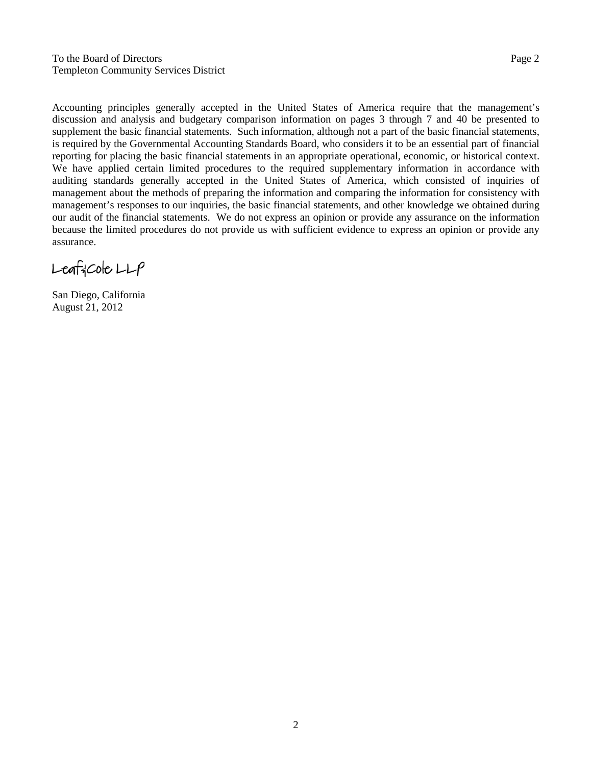To the Board of Directors
Templeton Community Services District

Accounting principles generally accepted in the United States of America require that the management's discussion and analysis and budgetary comparison information on pages 3 through 7 and 40 be presented to supplement the basic financial statements. Such information, although not a part of the basic financial statements, is required by the Governmental Accounting Standards Board, who considers it to be an essential part of financial reporting for placing the basic financial statements in an appropriate operational, economic, or historical context. We have applied certain limited procedures to the required supplementary information in accordance with auditing standards generally accepted in the United States of America, which consisted of inquiries of management about the methods of preparing the information and comparing the information for consistency with management's responses to our inquiries, the basic financial statements, and other knowledge we obtained during our audit of the financial statements. We do not express an opinion or provide any assurance on the information because the limited procedures do not provide us with sufficient evidence to express an opinion or provide any assurance.

Leaf & Cole LLP

San Diego, California
August 21, 2012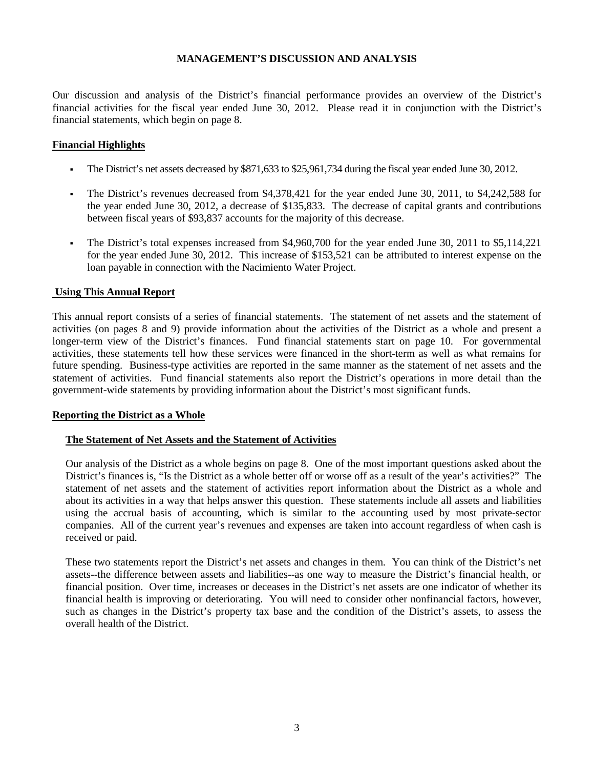# MANAGEMENT'S DISCUSSION AND ANALYSIS

Our discussion and analysis of the District's financial performance provides an overview of the District's financial activities for the fiscal year ended June 30, 2012. Please read it in conjunction with the District's financial statements, which begin on page 8.

## Financial Highlights

- The District's net assets decreased by $871,633 to $25,961,734 during the fiscal year ended June 30, 2012.
- The District's revenues decreased from $4,378,421 for the year ended June 30, 2011, to $4,242,588 for the year ended June 30, 2012, a decrease of $135,833. The decrease of capital grants and contributions between fiscal years of $93,837 accounts for the majority of this decrease.
- The District's total expenses increased from $4,960,700 for the year ended June 30, 2011 to $5,114,221 for the year ended June 30, 2012. This increase of $153,521 can be attributed to interest expense on the loan payable in connection with the Nacimiento Water Project.

## Using This Annual Report

This annual report consists of a series of financial statements. The statement of net assets and the statement of activities (on pages 8 and 9) provide information about the activities of the District as a whole and present a longer-term view of the District's finances. Fund financial statements start on page 10. For governmental activities, these statements tell how these services were financed in the short-term as well as what remains for future spending. Business-type activities are reported in the same manner as the statement of net assets and the statement of activities. Fund financial statements also report the District's operations in more detail than the government-wide statements by providing information about the District's most significant funds.

## Reporting the District as a Whole

### The Statement of Net Assets and the Statement of Activities

Our analysis of the District as a whole begins on page 8. One of the most important questions asked about the District's finances is, "Is the District as a whole better off or worse off as a result of the year's activities?" The statement of net assets and the statement of activities report information about the District as a whole and about its activities in a way that helps answer this question. These statements include all assets and liabilities using the accrual basis of accounting, which is similar to the accounting used by most private-sector companies. All of the current year's revenues and expenses are taken into account regardless of when cash is received or paid.

These two statements report the District's net assets and changes in them. You can think of the District's net assets--the difference between assets and liabilities--as one way to measure the District's financial health, or financial position. Over time, increases or deceases in the District's net assets are one indicator of whether its financial health is improving or deteriorating. You will need to consider other nonfinancial factors, however, such as changes in the District's property tax base and the condition of the District's assets, to assess the overall health of the District.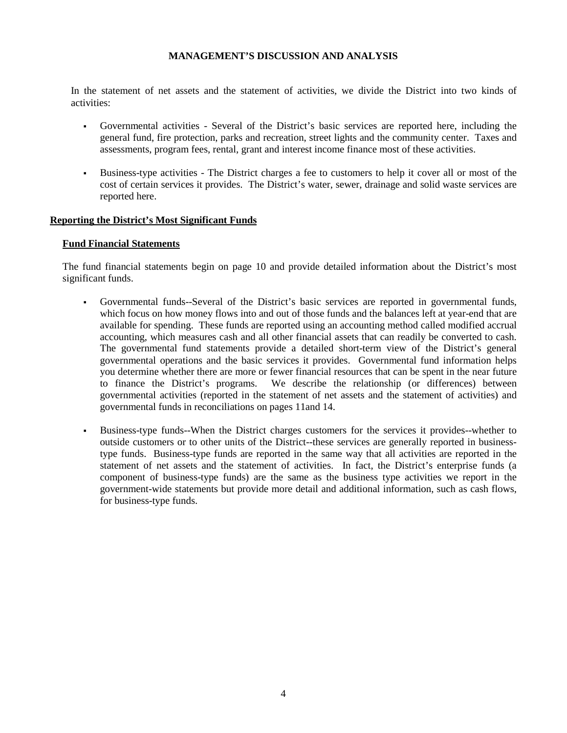# MANAGEMENT'S DISCUSSION AND ANALYSIS

In the statement of net assets and the statement of activities, we divide the District into two kinds of activities:

- Governmental activities - Several of the District's basic services are reported here, including the general fund, fire protection, parks and recreation, street lights and the community center. Taxes and assessments, program fees, rental, grant and interest income finance most of these activities.
- Business-type activities - The District charges a fee to customers to help it cover all or most of the cost of certain services it provides. The District's water, sewer, drainage and solid waste services are reported here.

## Reporting the District's Most Significant Funds

### Fund Financial Statements

The fund financial statements begin on page 10 and provide detailed information about the District's most significant funds.

- Governmental funds--Several of the District's basic services are reported in governmental funds, which focus on how money flows into and out of those funds and the balances left at year-end that are available for spending. These funds are reported using an accounting method called modified accrual accounting, which measures cash and all other financial assets that can readily be converted to cash. The governmental fund statements provide a detailed short-term view of the District's general governmental operations and the basic services it provides. Governmental fund information helps you determine whether there are more or fewer financial resources that can be spent in the near future to finance the District's programs. We describe the relationship (or differences) between governmental activities (reported in the statement of net assets and the statement of activities) and governmental funds in reconciliations on pages 11and 14.
- Business-type funds--When the District charges customers for the services it provides--whether to outside customers or to other units of the District--these services are generally reported in business-type funds. Business-type funds are reported in the same way that all activities are reported in the statement of net assets and the statement of activities. In fact, the District's enterprise funds (a component of business-type funds) are the same as the business type activities we report in the government-wide statements but provide more detail and additional information, such as cash flows, for business-type funds.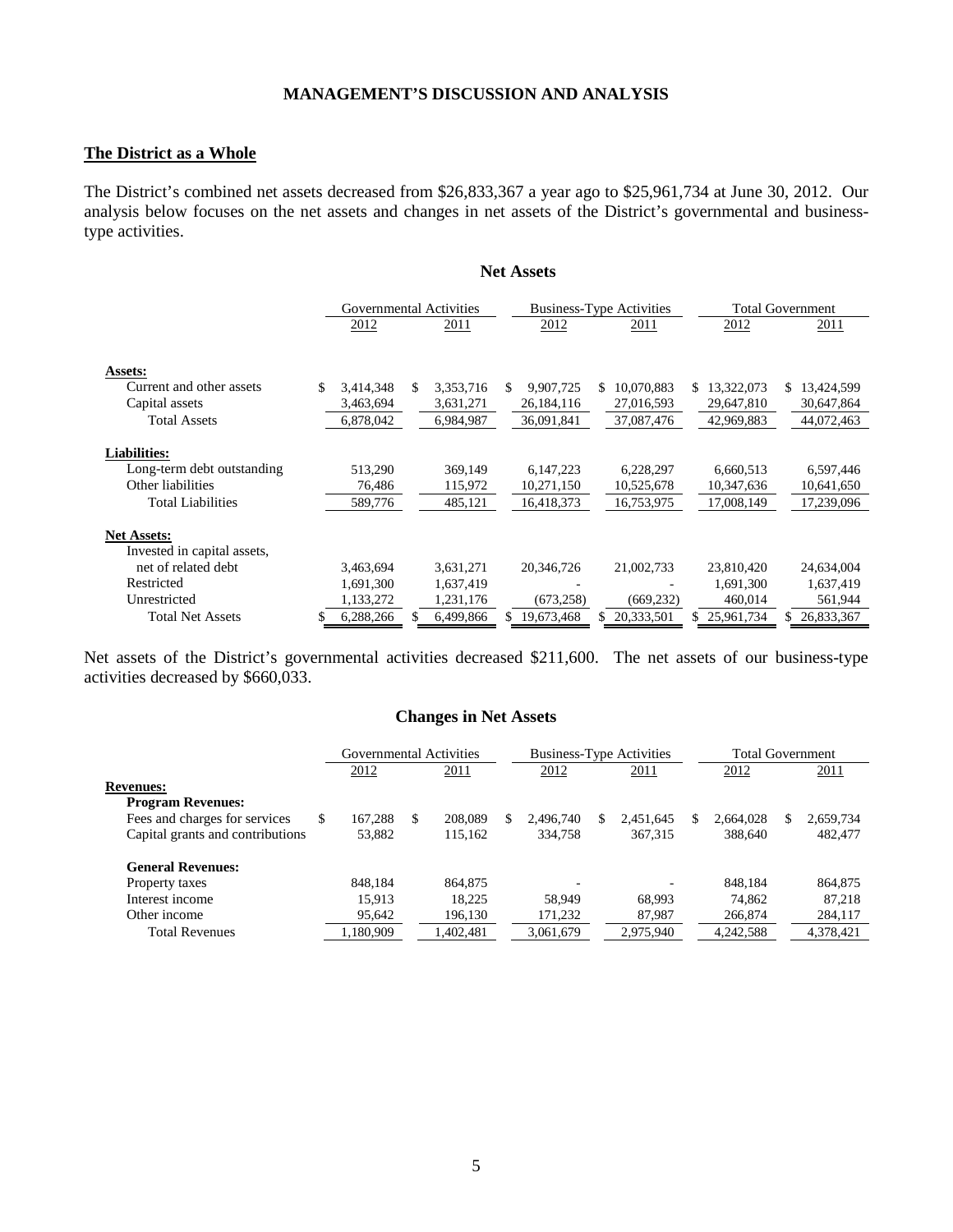## MANAGEMENT'S DISCUSSION AND ANALYSIS

### The District as a Whole

The District's combined net assets decreased from $26,833,367 a year ago to $25,961,734 at June 30, 2012. Our analysis below focuses on the net assets and changes in net assets of the District's governmental and business-type activities.

**Net Assets**

| | Governmental Activities | | Business-Type Activities | | Total Government | |
|---|---|---|---|---|---|---|
| | 2012 | 2011 | 2012 | 2011 | 2012 | 2011 |
| **Assets:** | | | | | | |
| Current and other assets | $ 3,414,348 | $ 3,353,716 | $ 9,907,725 | $ 10,070,883 | $ 13,322,073 | $ 13,424,599 |
| Capital assets | 3,463,694 | 3,631,271 | 26,184,116 | 27,016,593 | 29,647,810 | 30,647,864 |
| Total Assets | 6,878,042 | 6,984,987 | 36,091,841 | 37,087,476 | 42,969,883 | 44,072,463 |
| **Liabilities:** | | | | | | |
| Long-term debt outstanding | 513,290 | 369,149 | 6,147,223 | 6,228,297 | 6,660,513 | 6,597,446 |
| Other liabilities | 76,486 | 115,972 | 10,271,150 | 10,525,678 | 10,347,636 | 10,641,650 |
| Total Liabilities | 589,776 | 485,121 | 16,418,373 | 16,753,975 | 17,008,149 | 17,239,096 |
| **Net Assets:** | | | | | | |
| Invested in capital assets, net of related debt | 3,463,694 | 3,631,271 | 20,346,726 | 21,002,733 | 23,810,420 | 24,634,004 |
| Restricted | 1,691,300 | 1,637,419 | - | - | 1,691,300 | 1,637,419 |
| Unrestricted | 1,133,272 | 1,231,176 | (673,258) | (669,232) | 460,014 | 561,944 |
| Total Net Assets | $ 6,288,266 | $ 6,499,866 | $ 19,673,468 | $ 20,333,501 | $ 25,961,734 | $ 26,833,367 |

Net assets of the District's governmental activities decreased $211,600. The net assets of our business-type activities decreased by $660,033.

**Changes in Net Assets**

| | Governmental Activities | | Business-Type Activities | | Total Government | |
|---|---|---|---|---|---|---|
| | 2012 | 2011 | 2012 | 2011 | 2012 | 2011 |
| **Revenues:** | | | | | | |
| **Program Revenues:** | | | | | | |
| Fees and charges for services | $ 167,288 | $ 208,089 | $ 2,496,740 | $ 2,451,645 | $ 2,664,028 | $ 2,659,734 |
| Capital grants and contributions | 53,882 | 115,162 | 334,758 | 367,315 | 388,640 | 482,477 |
| **General Revenues:** | | | | | | |
| Property taxes | 848,184 | 864,875 | - | - | 848,184 | 864,875 |
| Interest income | 15,913 | 18,225 | 58,949 | 68,993 | 74,862 | 87,218 |
| Other income | 95,642 | 196,130 | 171,232 | 87,987 | 266,874 | 284,117 |
| Total Revenues | 1,180,909 | 1,402,481 | 3,061,679 | 2,975,940 | 4,242,588 | 4,378,421 |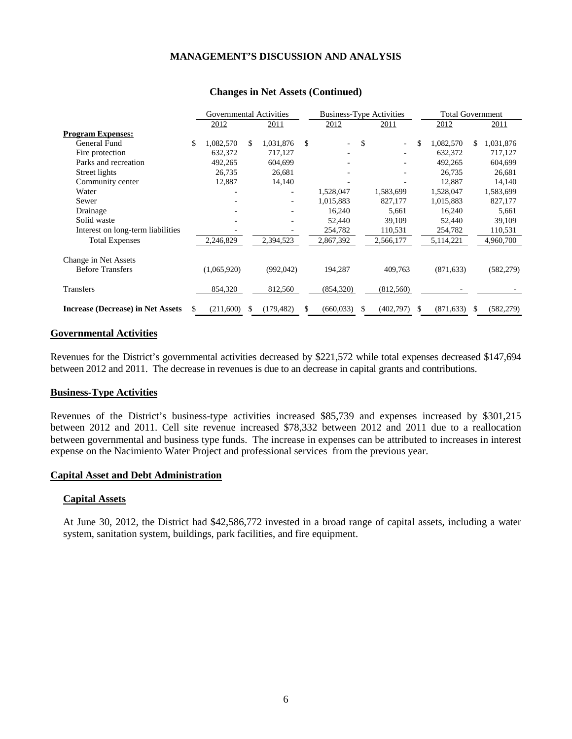## MANAGEMENT'S DISCUSSION AND ANALYSIS

### Changes in Net Assets (Continued)

| | Governmental Activities | | Business-Type Activities | | Total Government | |
|---|---|---|---|---|---|---|
| | 2012 | 2011 | 2012 | 2011 | 2012 | 2011 |
| **Program Expenses:** | | | | | | |
| General Fund | $ 1,082,570 | $ 1,031,876 | $ - | $ - | $ 1,082,570 | $ 1,031,876 |
| Fire protection | 632,372 | 717,127 | - | - | 632,372 | 717,127 |
| Parks and recreation | 492,265 | 604,699 | - | - | 492,265 | 604,699 |
| Street lights | 26,735 | 26,681 | - | - | 26,735 | 26,681 |
| Community center | 12,887 | 14,140 | - | - | 12,887 | 14,140 |
| Water | - | - | 1,528,047 | 1,583,699 | 1,528,047 | 1,583,699 |
| Sewer | - | - | 1,015,883 | 827,177 | 1,015,883 | 827,177 |
| Drainage | - | - | 16,240 | 5,661 | 16,240 | 5,661 |
| Solid waste | - | - | 52,440 | 39,109 | 52,440 | 39,109 |
| Interest on long-term liabilities | - | - | 254,782 | 110,531 | 254,782 | 110,531 |
| Total Expenses | 2,246,829 | 2,394,523 | 2,867,392 | 2,566,177 | 5,114,221 | 4,960,700 |
| Change in Net Assets Before Transfers | (1,065,920) | (992,042) | 194,287 | 409,763 | (871,633) | (582,279) |
| Transfers | 854,320 | 812,560 | (854,320) | (812,560) | - | - |
| **Increase (Decrease) in Net Assets** | $ (211,600) | $ (179,482) | $ (660,033) | $ (402,797) | $ (871,633) | $ (582,279) |

**Governmental Activities**

Revenues for the District's governmental activities decreased by $221,572 while total expenses decreased $147,694 between 2012 and 2011. The decrease in revenues is due to an decrease in capital grants and contributions.

**Business-Type Activities**

Revenues of the District's business-type activities increased $85,739 and expenses increased by $301,215 between 2012 and 2011. Cell site revenue increased $78,332 between 2012 and 2011 due to a reallocation between governmental and business type funds. The increase in expenses can be attributed to increases in interest expense on the Nacimiento Water Project and professional services from the previous year.

**Capital Asset and Debt Administration**

**Capital Assets**

At June 30, 2012, the District had $42,586,772 invested in a broad range of capital assets, including a water system, sanitation system, buildings, park facilities, and fire equipment.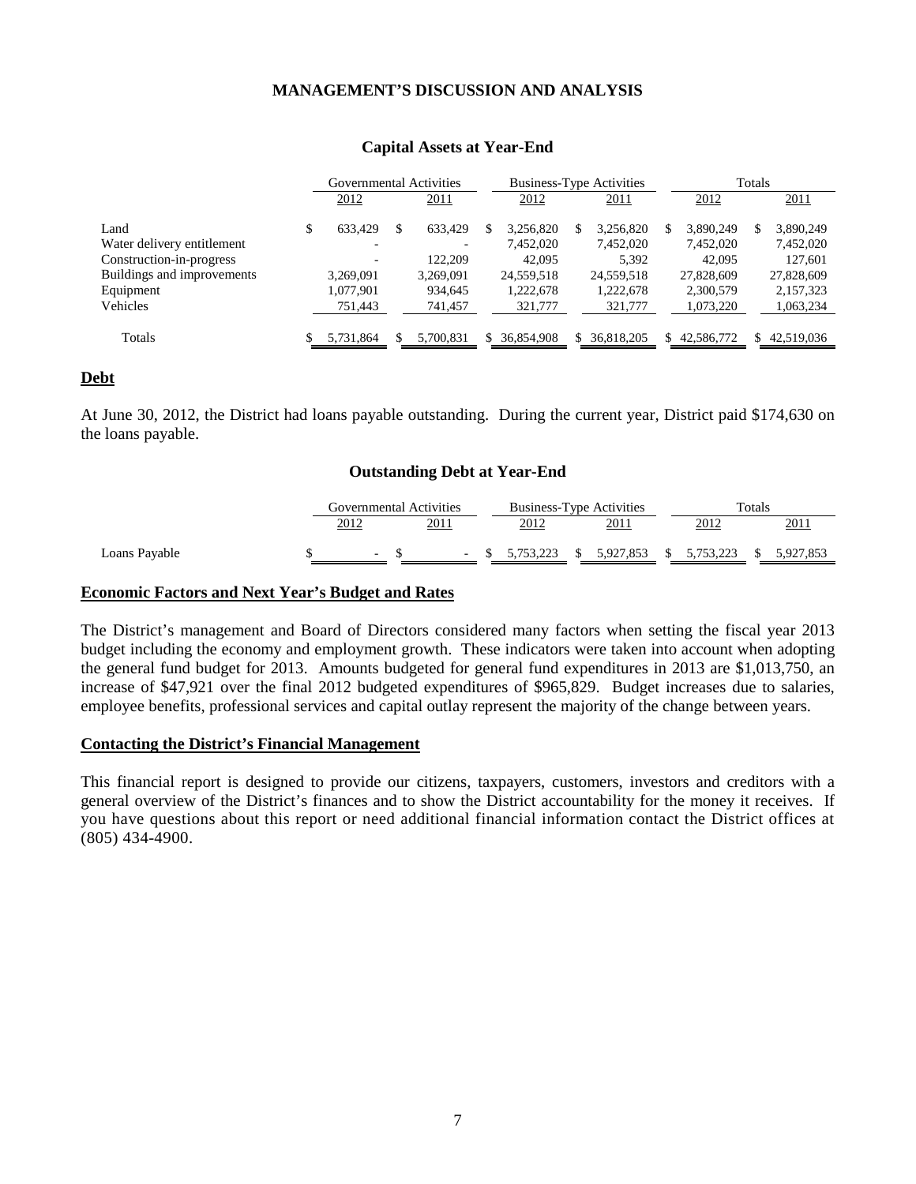## MANAGEMENT'S DISCUSSION AND ANALYSIS

### Capital Assets at Year-End

| | Governmental Activities | | Business-Type Activities | | Totals | |
|---|---|---|---|---|---|---|
| | 2012 | 2011 | 2012 | 2011 | 2012 | 2011 |
| Land | $ 633,429 | $ 633,429 | $ 3,256,820 | $ 3,256,820 | $ 3,890,249 | $ 3,890,249 |
| Water delivery entitlement | - | - | 7,452,020 | 7,452,020 | 7,452,020 | 7,452,020 |
| Construction-in-progress | - | 122,209 | 42,095 | 5,392 | 42,095 | 127,601 |
| Buildings and improvements | 3,269,091 | 3,269,091 | 24,559,518 | 24,559,518 | 27,828,609 | 27,828,609 |
| Equipment | 1,077,901 | 934,645 | 1,222,678 | 1,222,678 | 2,300,579 | 2,157,323 |
| Vehicles | 751,443 | 741,457 | 321,777 | 321,777 | 1,073,220 | 1,063,234 |
| Totals | $ 5,731,864 | $ 5,700,831 | $ 36,854,908 | $ 36,818,205 | $ 42,586,772 | $ 42,519,036 |

## Debt

At June 30, 2012, the District had loans payable outstanding. During the current year, District paid $174,630 on the loans payable.

### Outstanding Debt at Year-End

| | Governmental Activities | | Business-Type Activities | | Totals | |
|---|---|---|---|---|---|---|
| | 2012 | 2011 | 2012 | 2011 | 2012 | 2011 |
| Loans Payable | $ - | $ - | $ 5,753,223 | $ 5,927,853 | $ 5,753,223 | $ 5,927,853 |

## Economic Factors and Next Year's Budget and Rates

The District's management and Board of Directors considered many factors when setting the fiscal year 2013 budget including the economy and employment growth. These indicators were taken into account when adopting the general fund budget for 2013. Amounts budgeted for general fund expenditures in 2013 are $1,013,750, an increase of $47,921 over the final 2012 budgeted expenditures of $965,829. Budget increases due to salaries, employee benefits, professional services and capital outlay represent the majority of the change between years.

## Contacting the District's Financial Management

This financial report is designed to provide our citizens, taxpayers, customers, investors and creditors with a general overview of the District's finances and to show the District accountability for the money it receives. If you have questions about this report or need additional financial information contact the District offices at (805) 434-4900.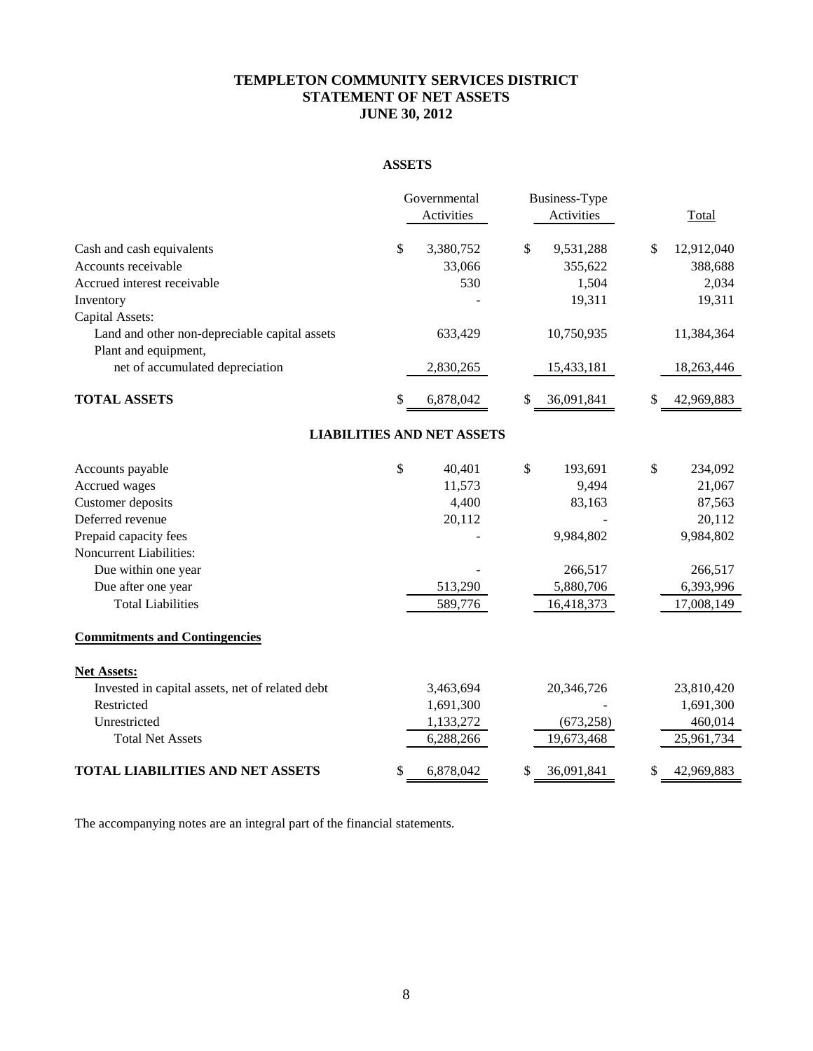# TEMPLETON COMMUNITY SERVICES DISTRICT
# STATEMENT OF NET ASSETS
# JUNE 30, 2012

## ASSETS

| | Governmental Activities | Business-Type Activities | Total |
|---|---|---|---|
| Cash and cash equivalents | $ 3,380,752 | $ 9,531,288 | $ 12,912,040 |
| Accounts receivable | 33,066 | 355,622 | 388,688 |
| Accrued interest receivable | 530 | 1,504 | 2,034 |
| Inventory | - | 19,311 | 19,311 |
| Capital Assets: | | | |
| Land and other non-depreciable capital assets | 633,429 | 10,750,935 | 11,384,364 |
| Plant and equipment, net of accumulated depreciation | 2,830,265 | 15,433,181 | 18,263,446 |
| **TOTAL ASSETS** | $ 6,878,042 | $ 36,091,841 | $ 42,969,883 |

## LIABILITIES AND NET ASSETS

| | Governmental Activities | Business-Type Activities | Total |
|---|---|---|---|
| Accounts payable | $ 40,401 | $ 193,691 | $ 234,092 |
| Accrued wages | 11,573 | 9,494 | 21,067 |
| Customer deposits | 4,400 | 83,163 | 87,563 |
| Deferred revenue | 20,112 | - | 20,112 |
| Prepaid capacity fees | - | 9,984,802 | 9,984,802 |
| Noncurrent Liabilities: | | | |
| Due within one year | - | 266,517 | 266,517 |
| Due after one year | 513,290 | 5,880,706 | 6,393,996 |
| Total Liabilities | 589,776 | 16,418,373 | 17,008,149 |
| **Commitments and Contingencies** | | | |
| **Net Assets:** | | | |
| Invested in capital assets, net of related debt | 3,463,694 | 20,346,726 | 23,810,420 |
| Restricted | 1,691,300 | - | 1,691,300 |
| Unrestricted | 1,133,272 | (673,258) | 460,014 |
| Total Net Assets | 6,288,266 | 19,673,468 | 25,961,734 |
| **TOTAL LIABILITIES AND NET ASSETS** | $ 6,878,042 | $ 36,091,841 | $ 42,969,883 |

The accompanying notes are an integral part of the financial statements.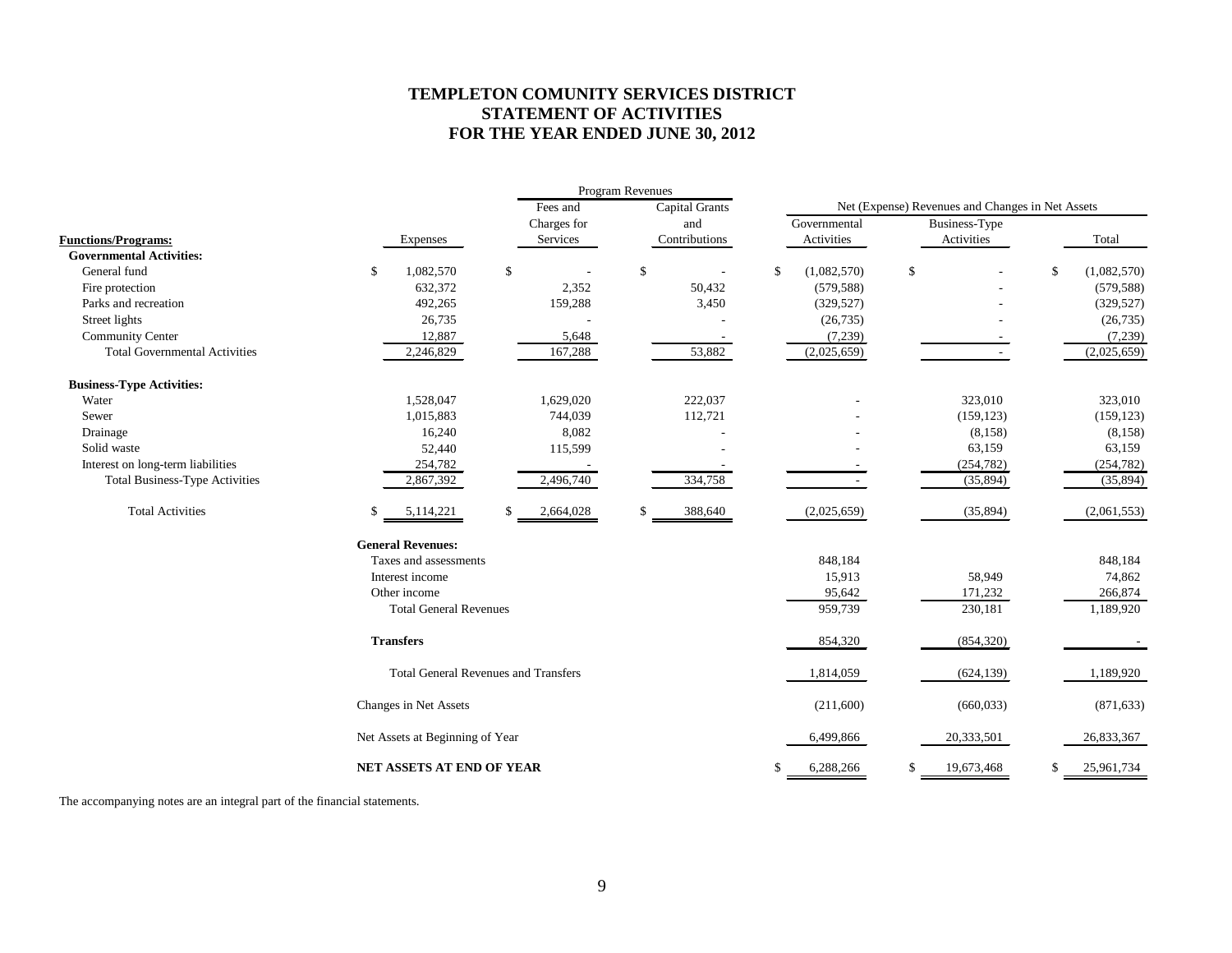# TEMPLETON COMUNITY SERVICES DISTRICT
## STATEMENT OF ACTIVITIES
## FOR THE YEAR ENDED JUNE 30, 2012

| Functions/Programs: | Expenses | Program Revenues: Fees and Charges for Services | Program Revenues: Capital Grants and Contributions | Net (Expense) Revenues and Changes in Net Assets: Governmental Activities | Net (Expense) Revenues and Changes in Net Assets: Business-Type Activities | Net (Expense) Revenues and Changes in Net Assets: Total |
|---|---|---|---|---|---|---|
| **Governmental Activities:** | | | | | | |
| General fund | $ 1,082,570 | $ - | $ - | $ (1,082,570) | $ - | $ (1,082,570) |
| Fire protection | 632,372 | 2,352 | 50,432 | (579,588) | - | (579,588) |
| Parks and recreation | 492,265 | 159,288 | 3,450 | (329,527) | - | (329,527) |
| Street lights | 26,735 | - | - | (26,735) | - | (26,735) |
| Community Center | 12,887 | 5,648 | - | (7,239) | - | (7,239) |
| Total Governmental Activities | 2,246,829 | 167,288 | 53,882 | (2,025,659) | - | (2,025,659) |
| **Business-Type Activities:** | | | | | | |
| Water | 1,528,047 | 1,629,020 | 222,037 | - | 323,010 | 323,010 |
| Sewer | 1,015,883 | 744,039 | 112,721 | - | (159,123) | (159,123) |
| Drainage | 16,240 | 8,082 | - | - | (8,158) | (8,158) |
| Solid waste | 52,440 | 115,599 | - | - | 63,159 | 63,159 |
| Interest on long-term liabilities | 254,782 | - | - | - | (254,782) | (254,782) |
| Total Business-Type Activities | 2,867,392 | 2,496,740 | 334,758 | - | (35,894) | (35,894) |
| Total Activities | $ 5,114,221 | $ 2,664,028 | $ 388,640 | (2,025,659) | (35,894) | (2,061,553) |
| **General Revenues:** | | | | | | |
| Taxes and assessments | | | | 848,184 | | 848,184 |
| Interest income | | | | 15,913 | 58,949 | 74,862 |
| Other income | | | | 95,642 | 171,232 | 266,874 |
| Total General Revenues | | | | 959,739 | 230,181 | 1,189,920 |
| **Transfers** | | | | 854,320 | (854,320) | - |
| Total General Revenues and Transfers | | | | 1,814,059 | (624,139) | 1,189,920 |
| Changes in Net Assets | | | | (211,600) | (660,033) | (871,633) |
| Net Assets at Beginning of Year | | | | 6,499,866 | 20,333,501 | 26,833,367 |
| **NET ASSETS AT END OF YEAR** | | | | $ 6,288,266 | $ 19,673,468 | $ 25,961,734 |

The accompanying notes are an integral part of the financial statements.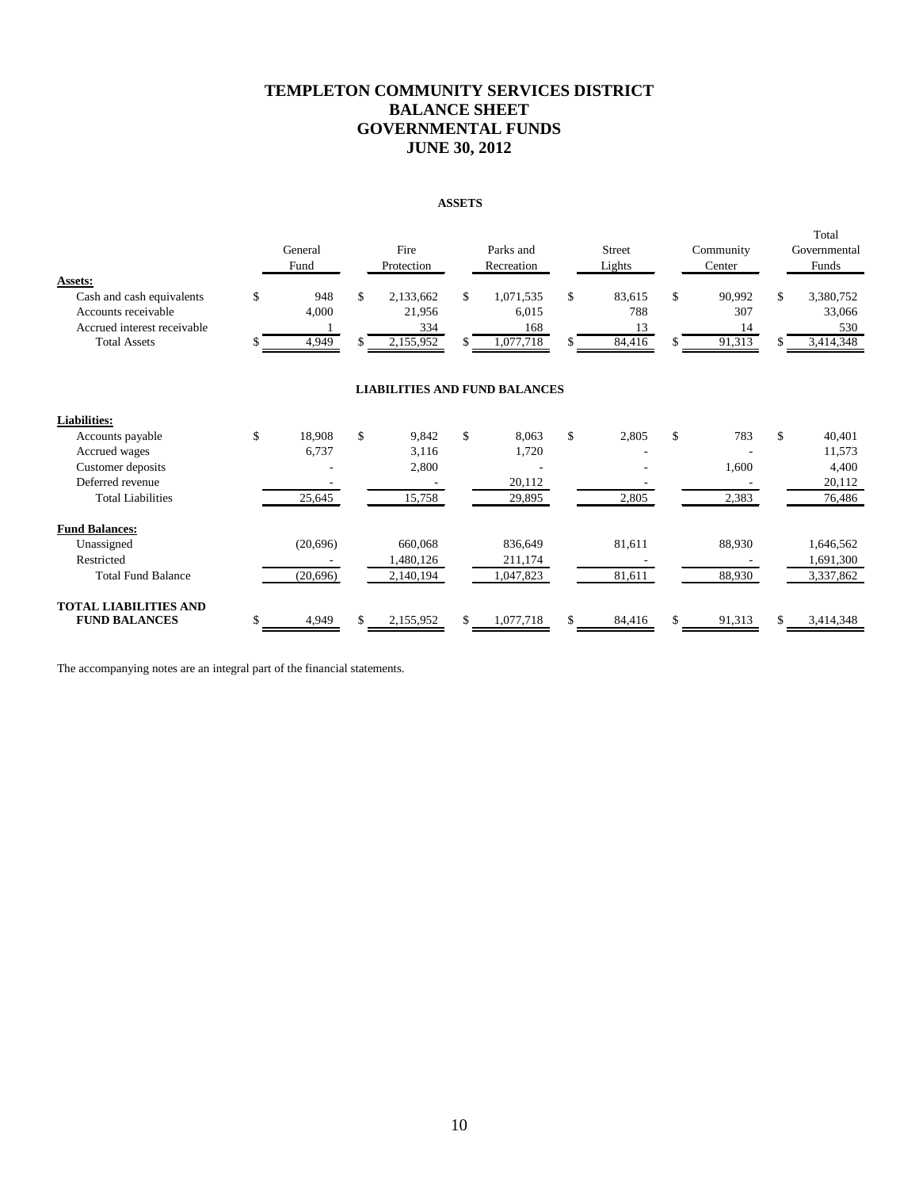# TEMPLETON COMMUNITY SERVICES DISTRICT
# BALANCE SHEET
# GOVERNMENTAL FUNDS
# JUNE 30, 2012

## ASSETS

| | General Fund | Fire Protection | Parks and Recreation | Street Lights | Community Center | Total Governmental Funds |
|---|---|---|---|---|---|---|
| **Assets:** | | | | | | |
| Cash and cash equivalents | $ 948 | $ 2,133,662 | $ 1,071,535 | $ 83,615 | $ 90,992 | $ 3,380,752 |
| Accounts receivable | 4,000 | 21,956 | 6,015 | 788 | 307 | 33,066 |
| Accrued interest receivable | 1 | 334 | 168 | 13 | 14 | 530 |
| Total Assets | $ 4,949 | $ 2,155,952 | $ 1,077,718 | $ 84,416 | $ 91,313 | $ 3,414,348 |

## LIABILITIES AND FUND BALANCES

| | General Fund | Fire Protection | Parks and Recreation | Street Lights | Community Center | Total Governmental Funds |
|---|---|---|---|---|---|---|
| **Liabilities:** | | | | | | |
| Accounts payable | $ 18,908 | $ 9,842 | $ 8,063 | $ 2,805 | $ 783 | $ 40,401 |
| Accrued wages | 6,737 | 3,116 | 1,720 | - | - | 11,573 |
| Customer deposits | - | 2,800 | - | - | 1,600 | 4,400 |
| Deferred revenue | - | - | 20,112 | - | - | 20,112 |
| Total Liabilities | 25,645 | 15,758 | 29,895 | 2,805 | 2,383 | 76,486 |
| **Fund Balances:** | | | | | | |
| Unassigned | (20,696) | 660,068 | 836,649 | 81,611 | 88,930 | 1,646,562 |
| Restricted | - | 1,480,126 | 211,174 | - | - | 1,691,300 |
| Total Fund Balance | (20,696) | 2,140,194 | 1,047,823 | 81,611 | 88,930 | 3,337,862 |
| **TOTAL LIABILITIES AND FUND BALANCES** | $ 4,949 | $ 2,155,952 | $ 1,077,718 | $ 84,416 | $ 91,313 | $ 3,414,348 |

The accompanying notes are an integral part of the financial statements.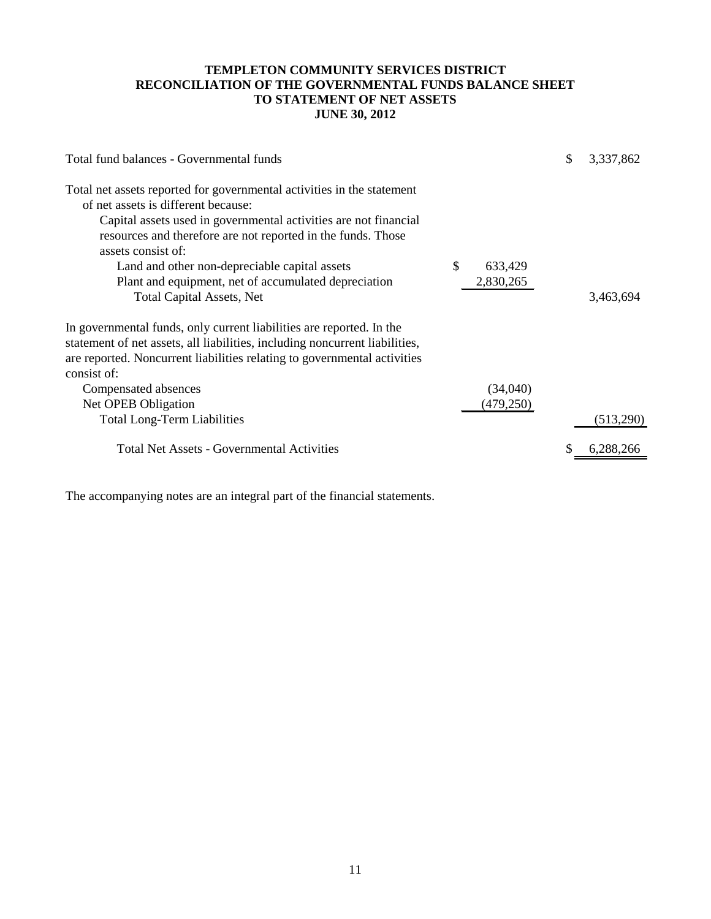# TEMPLETON COMMUNITY SERVICES DISTRICT
## RECONCILIATION OF THE GOVERNMENTAL FUNDS BALANCE SHEET TO STATEMENT OF NET ASSETS
### JUNE 30, 2012

| | | |
|---|---|---|
| Total fund balances - Governmental funds | | $ 3,337,862 |
| Total net assets reported for governmental activities in the statement of net assets is different because: | | |
| Capital assets used in governmental activities are not financial resources and therefore are not reported in the funds. Those assets consist of: | | |
| Land and other non-depreciable capital assets | $ 633,429 | |
| Plant and equipment, net of accumulated depreciation | 2,830,265 | |
| Total Capital Assets, Net | | 3,463,694 |
| In governmental funds, only current liabilities are reported. In the statement of net assets, all liabilities, including noncurrent liabilities, are reported. Noncurrent liabilities relating to governmental activities consist of: | | |
| Compensated absences | (34,040) | |
| Net OPEB Obligation | (479,250) | |
| Total Long-Term Liabilities | | (513,290) |
| Total Net Assets - Governmental Activities | | $ 6,288,266 |

The accompanying notes are an integral part of the financial statements.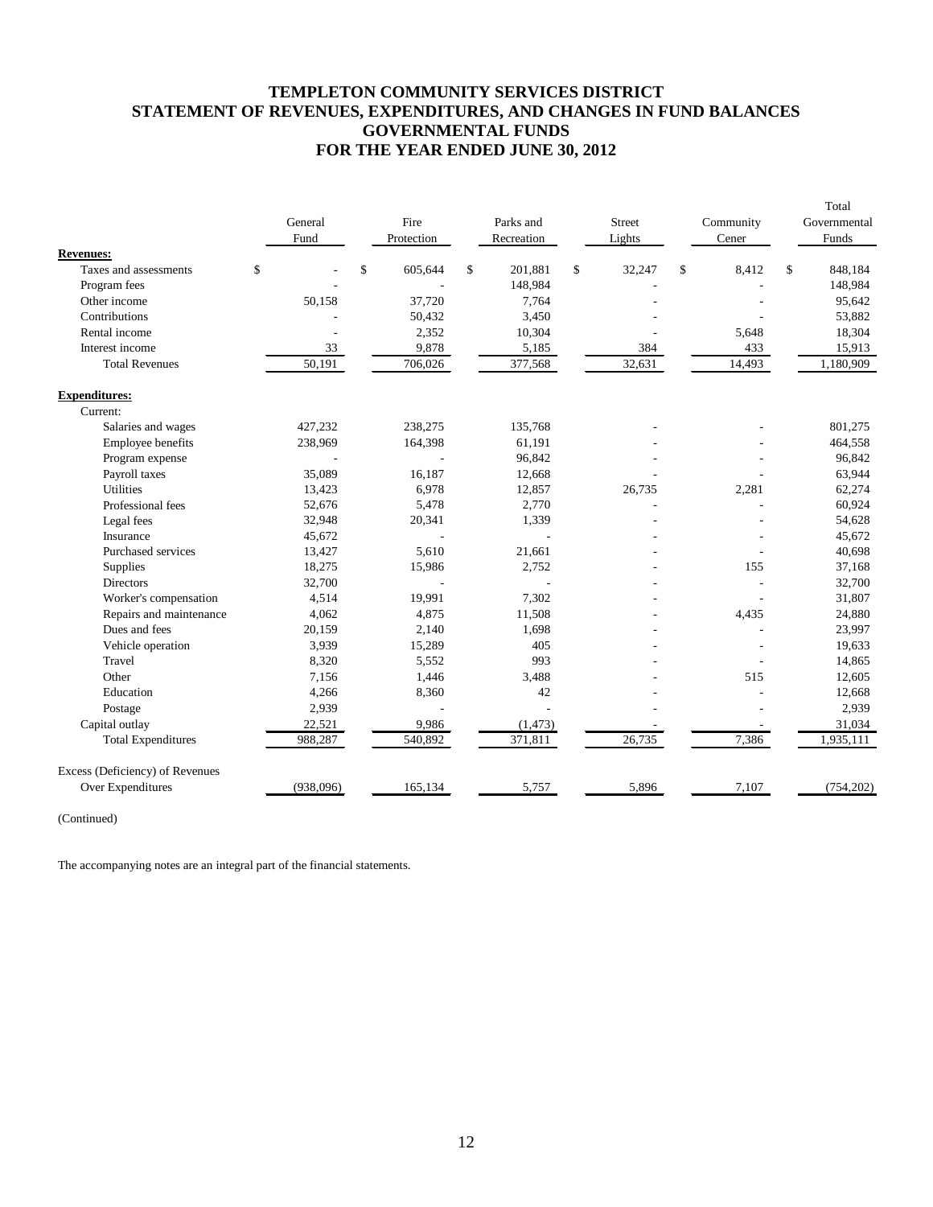# TEMPLETON COMMUNITY SERVICES DISTRICT
# STATEMENT OF REVENUES, EXPENDITURES, AND CHANGES IN FUND BALANCES
# GOVERNMENTAL FUNDS
# FOR THE YEAR ENDED JUNE 30, 2012

| | General Fund | Fire Protection | Parks and Recreation | Street Lights | Community Cener | Total Governmental Funds |
|---|---|---|---|---|---|---|
| **Revenues:** | | | | | | |
| Taxes and assessments | $ - | $ 605,644 | $ 201,881 | $ 32,247 | $ 8,412 | $ 848,184 |
| Program fees | - | - | 148,984 | - | - | 148,984 |
| Other income | 50,158 | 37,720 | 7,764 | - | - | 95,642 |
| Contributions | - | 50,432 | 3,450 | - | - | 53,882 |
| Rental income | - | 2,352 | 10,304 | - | 5,648 | 18,304 |
| Interest income | 33 | 9,878 | 5,185 | 384 | 433 | 15,913 |
| Total Revenues | 50,191 | 706,026 | 377,568 | 32,631 | 14,493 | 1,180,909 |
| **Expenditures:** | | | | | | |
| Current: | | | | | | |
| Salaries and wages | 427,232 | 238,275 | 135,768 | - | - | 801,275 |
| Employee benefits | 238,969 | 164,398 | 61,191 | - | - | 464,558 |
| Program expense | - | - | 96,842 | - | - | 96,842 |
| Payroll taxes | 35,089 | 16,187 | 12,668 | - | - | 63,944 |
| Utilities | 13,423 | 6,978 | 12,857 | 26,735 | 2,281 | 62,274 |
| Professional fees | 52,676 | 5,478 | 2,770 | - | - | 60,924 |
| Legal fees | 32,948 | 20,341 | 1,339 | - | - | 54,628 |
| Insurance | 45,672 | - | - | - | - | 45,672 |
| Purchased services | 13,427 | 5,610 | 21,661 | - | - | 40,698 |
| Supplies | 18,275 | 15,986 | 2,752 | - | 155 | 37,168 |
| Directors | 32,700 | - | - | - | - | 32,700 |
| Worker's compensation | 4,514 | 19,991 | 7,302 | - | - | 31,807 |
| Repairs and maintenance | 4,062 | 4,875 | 11,508 | - | 4,435 | 24,880 |
| Dues and fees | 20,159 | 2,140 | 1,698 | - | - | 23,997 |
| Vehicle operation | 3,939 | 15,289 | 405 | - | - | 19,633 |
| Travel | 8,320 | 5,552 | 993 | - | - | 14,865 |
| Other | 7,156 | 1,446 | 3,488 | - | 515 | 12,605 |
| Education | 4,266 | 8,360 | 42 | - | - | 12,668 |
| Postage | 2,939 | - | - | - | - | 2,939 |
| Capital outlay | 22,521 | 9,986 | (1,473) | - | - | 31,034 |
| Total Expenditures | 988,287 | 540,892 | 371,811 | 26,735 | 7,386 | 1,935,111 |
| Excess (Deficiency) of Revenues Over Expenditures | (938,096) | 165,134 | 5,757 | 5,896 | 7,107 | (754,202) |

(Continued)

The accompanying notes are an integral part of the financial statements.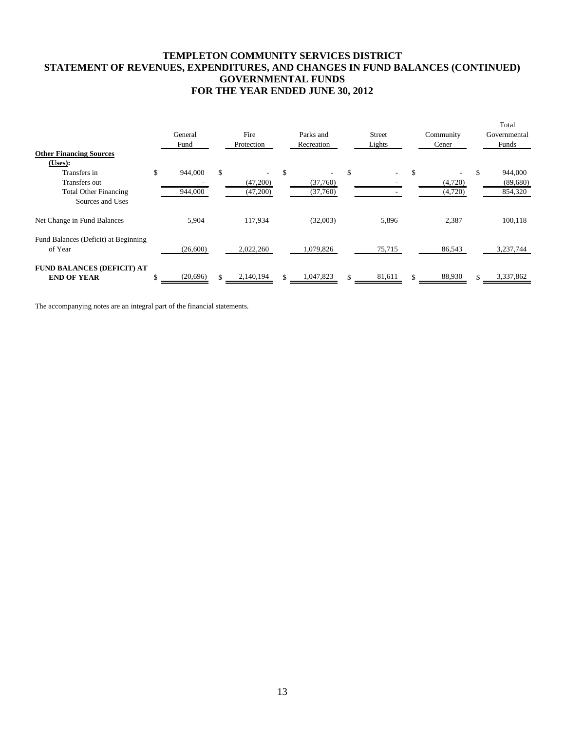# TEMPLETON COMMUNITY SERVICES DISTRICT
## STATEMENT OF REVENUES, EXPENDITURES, AND CHANGES IN FUND BALANCES (CONTINUED)
## GOVERNMENTAL FUNDS
## FOR THE YEAR ENDED JUNE 30, 2012

| | General Fund | Fire Protection | Parks and Recreation | Street Lights | Community Cener | Total Governmental Funds |
|---|---|---|---|---|---|---|
| **Other Financing Sources (Uses):** | | | | | | |
| Transfers in | $ 944,000 | $ - | $ - | $ - | $ - | $ 944,000 |
| Transfers out | - | (47,200) | (37,760) | - | (4,720) | (89,680) |
| Total Other Financing Sources and Uses | 944,000 | (47,200) | (37,760) | - | (4,720) | 854,320 |
| Net Change in Fund Balances | 5,904 | 117,934 | (32,003) | 5,896 | 2,387 | 100,118 |
| Fund Balances (Deficit) at Beginning of Year | (26,600) | 2,022,260 | 1,079,826 | 75,715 | 86,543 | 3,237,744 |
| **FUND BALANCES (DEFICIT) AT END OF YEAR** | $ (20,696) | $ 2,140,194 | $ 1,047,823 | $ 81,611 | $ 88,930 | $ 3,337,862 |

The accompanying notes are an integral part of the financial statements.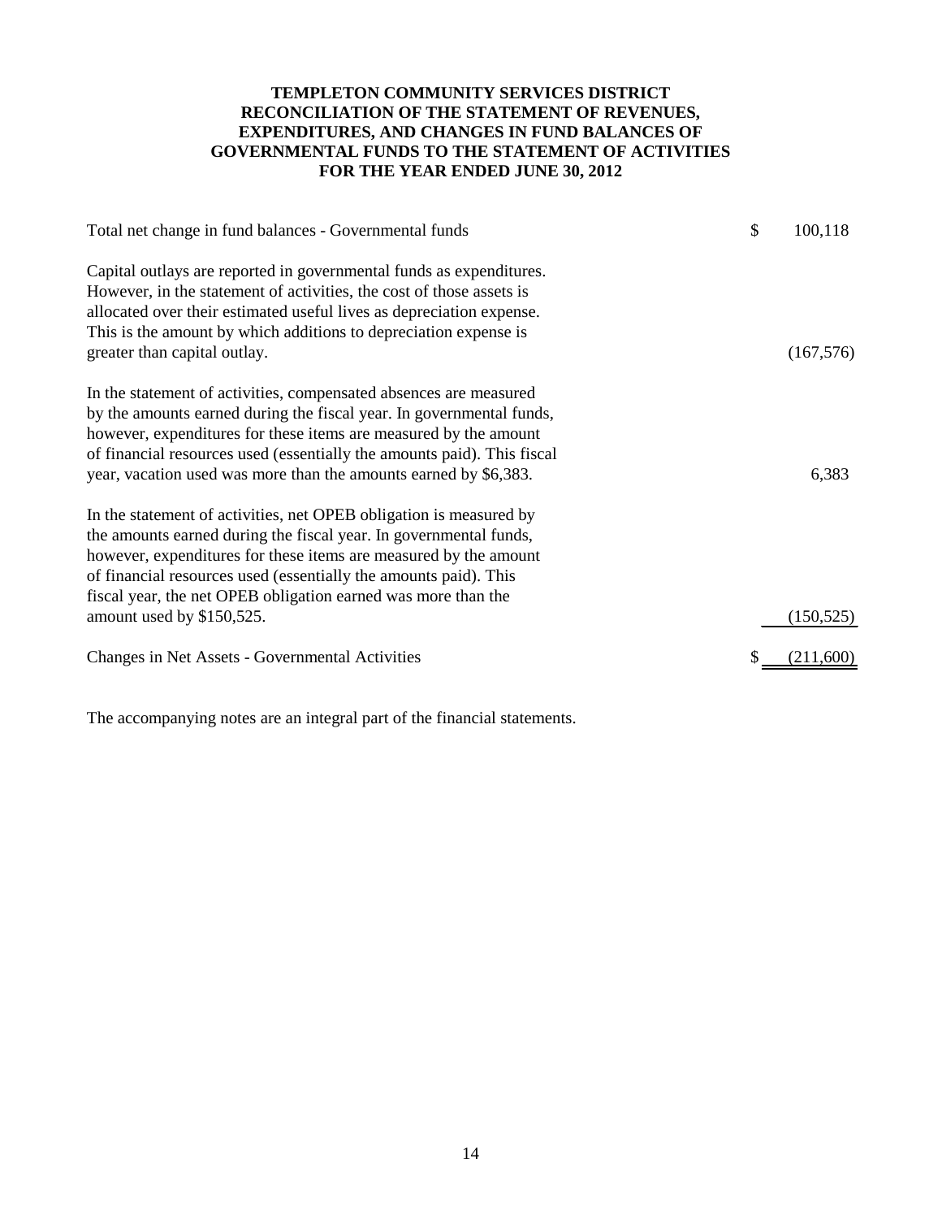# TEMPLETON COMMUNITY SERVICES DISTRICT
## RECONCILIATION OF THE STATEMENT OF REVENUES, EXPENDITURES, AND CHANGES IN FUND BALANCES OF GOVERNMENTAL FUNDS TO THE STATEMENT OF ACTIVITIES
### FOR THE YEAR ENDED JUNE 30, 2012

| | |
|---|---|
| Total net change in fund balances - Governmental funds | $ 100,118 |
| Capital outlays are reported in governmental funds as expenditures. However, in the statement of activities, the cost of those assets is allocated over their estimated useful lives as depreciation expense. This is the amount by which additions to depreciation expense is greater than capital outlay. | (167,576) |
| In the statement of activities, compensated absences are measured by the amounts earned during the fiscal year. In governmental funds, however, expenditures for these items are measured by the amount of financial resources used (essentially the amounts paid). This fiscal year, vacation used was more than the amounts earned by $6,383. | 6,383 |
| In the statement of activities, net OPEB obligation is measured by the amounts earned during the fiscal year. In governmental funds, however, expenditures for these items are measured by the amount of financial resources used (essentially the amounts paid). This fiscal year, the net OPEB obligation earned was more than the amount used by $150,525. | (150,525) |
| Changes in Net Assets - Governmental Activities | $ (211,600) |

The accompanying notes are an integral part of the financial statements.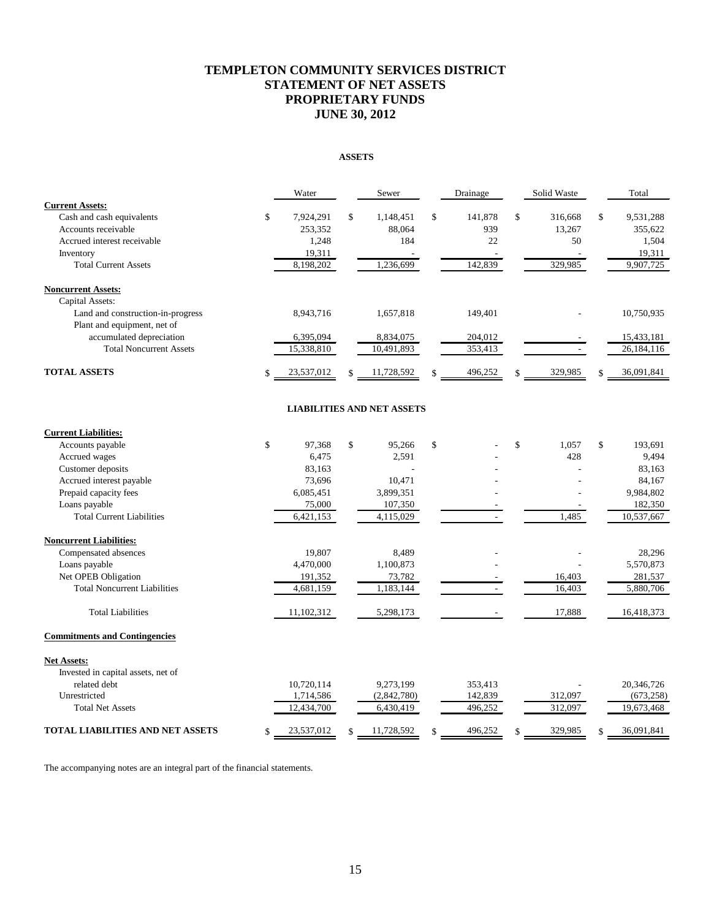# TEMPLETON COMMUNITY SERVICES DISTRICT
# STATEMENT OF NET ASSETS
# PROPRIETARY FUNDS
# JUNE 30, 2012

## ASSETS

| | Water | Sewer | Drainage | Solid Waste | Total |
|---|---|---|---|---|---|
| **Current Assets:** | | | | | |
| Cash and cash equivalents | $ 7,924,291 | $ 1,148,451 | $ 141,878 | $ 316,668 | $ 9,531,288 |
| Accounts receivable | 253,352 | 88,064 | 939 | 13,267 | 355,622 |
| Accrued interest receivable | 1,248 | 184 | 22 | 50 | 1,504 |
| Inventory | 19,311 | - | - | - | 19,311 |
| Total Current Assets | 8,198,202 | 1,236,699 | 142,839 | 329,985 | 9,907,725 |
| **Noncurrent Assets:** | | | | | |
| Capital Assets: | | | | | |
| Land and construction-in-progress | 8,943,716 | 1,657,818 | 149,401 | - | 10,750,935 |
| Plant and equipment, net of accumulated depreciation | 6,395,094 | 8,834,075 | 204,012 | - | 15,433,181 |
| Total Noncurrent Assets | 15,338,810 | 10,491,893 | 353,413 | - | 26,184,116 |
| **TOTAL ASSETS** | $ 23,537,012 | $ 11,728,592 | $ 496,252 | $ 329,985 | $ 36,091,841 |

## LIABILITIES AND NET ASSETS

| | Water | Sewer | Drainage | Solid Waste | Total |
|---|---|---|---|---|---|
| **Current Liabilities:** | | | | | |
| Accounts payable | $ 97,368 | $ 95,266 | $ - | $ 1,057 | $ 193,691 |
| Accrued wages | 6,475 | 2,591 | - | 428 | 9,494 |
| Customer deposits | 83,163 | - | - | - | 83,163 |
| Accrued interest payable | 73,696 | 10,471 | - | - | 84,167 |
| Prepaid capacity fees | 6,085,451 | 3,899,351 | - | - | 9,984,802 |
| Loans payable | 75,000 | 107,350 | - | - | 182,350 |
| Total Current Liabilities | 6,421,153 | 4,115,029 | - | 1,485 | 10,537,667 |
| **Noncurrent Liabilities:** | | | | | |
| Compensated absences | 19,807 | 8,489 | - | - | 28,296 |
| Loans payable | 4,470,000 | 1,100,873 | - | - | 5,570,873 |
| Net OPEB Obligation | 191,352 | 73,782 | - | 16,403 | 281,537 |
| Total Noncurrent Liabilities | 4,681,159 | 1,183,144 | - | 16,403 | 5,880,706 |
| Total Liabilities | 11,102,312 | 5,298,173 | - | 17,888 | 16,418,373 |
| **Commitments and Contingencies** | | | | | |
| **Net Assets:** | | | | | |
| Invested in capital assets, net of related debt | 10,720,114 | 9,273,199 | 353,413 | - | 20,346,726 |
| Unrestricted | 1,714,586 | (2,842,780) | 142,839 | 312,097 | (673,258) |
| Total Net Assets | 12,434,700 | 6,430,419 | 496,252 | 312,097 | 19,673,468 |
| **TOTAL LIABILITIES AND NET ASSETS** | $ 23,537,012 | $ 11,728,592 | $ 496,252 | $ 329,985 | $ 36,091,841 |

The accompanying notes are an integral part of the financial statements.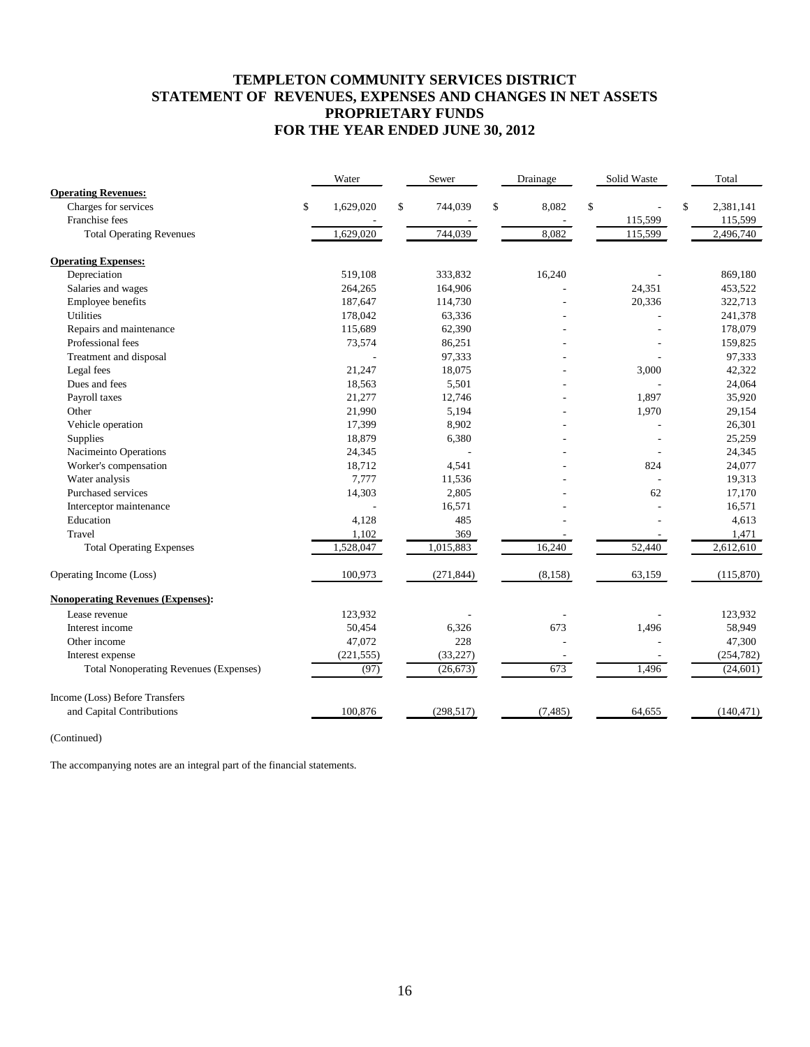# TEMPLETON COMMUNITY SERVICES DISTRICT
## STATEMENT OF REVENUES, EXPENSES AND CHANGES IN NET ASSETS
## PROPRIETARY FUNDS
## FOR THE YEAR ENDED JUNE 30, 2012

| | Water | Sewer | Drainage | Solid Waste | Total |
|---|---|---|---|---|---|
| **Operating Revenues:** | | | | | |
| Charges for services | $ 1,629,020 | $ 744,039 | $ 8,082 | $ - | $ 2,381,141 |
| Franchise fees | - | - | - | 115,599 | 115,599 |
| Total Operating Revenues | 1,629,020 | 744,039 | 8,082 | 115,599 | 2,496,740 |
| **Operating Expenses:** | | | | | |
| Depreciation | 519,108 | 333,832 | 16,240 | - | 869,180 |
| Salaries and wages | 264,265 | 164,906 | - | 24,351 | 453,522 |
| Employee benefits | 187,647 | 114,730 | - | 20,336 | 322,713 |
| Utilities | 178,042 | 63,336 | - | - | 241,378 |
| Repairs and maintenance | 115,689 | 62,390 | - | - | 178,079 |
| Professional fees | 73,574 | 86,251 | - | - | 159,825 |
| Treatment and disposal | - | 97,333 | - | - | 97,333 |
| Legal fees | 21,247 | 18,075 | - | 3,000 | 42,322 |
| Dues and fees | 18,563 | 5,501 | - | - | 24,064 |
| Payroll taxes | 21,277 | 12,746 | - | 1,897 | 35,920 |
| Other | 21,990 | 5,194 | - | 1,970 | 29,154 |
| Vehicle operation | 17,399 | 8,902 | - | - | 26,301 |
| Supplies | 18,879 | 6,380 | - | - | 25,259 |
| Nacimeinto Operations | 24,345 | - | - | - | 24,345 |
| Worker's compensation | 18,712 | 4,541 | - | 824 | 24,077 |
| Water analysis | 7,777 | 11,536 | - | - | 19,313 |
| Purchased services | 14,303 | 2,805 | - | 62 | 17,170 |
| Interceptor maintenance | - | 16,571 | - | - | 16,571 |
| Education | 4,128 | 485 | - | - | 4,613 |
| Travel | 1,102 | 369 | - | - | 1,471 |
| Total Operating Expenses | 1,528,047 | 1,015,883 | 16,240 | 52,440 | 2,612,610 |
| Operating Income (Loss) | 100,973 | (271,844) | (8,158) | 63,159 | (115,870) |
| **Nonoperating Revenues (Expenses):** | | | | | |
| Lease revenue | 123,932 | - | - | - | 123,932 |
| Interest income | 50,454 | 6,326 | 673 | 1,496 | 58,949 |
| Other income | 47,072 | 228 | - | - | 47,300 |
| Interest expense | (221,555) | (33,227) | - | - | (254,782) |
| Total Nonoperating Revenues (Expenses) | (97) | (26,673) | 673 | 1,496 | (24,601) |
| Income (Loss) Before Transfers and Capital Contributions | 100,876 | (298,517) | (7,485) | 64,655 | (140,471) |

(Continued)

The accompanying notes are an integral part of the financial statements.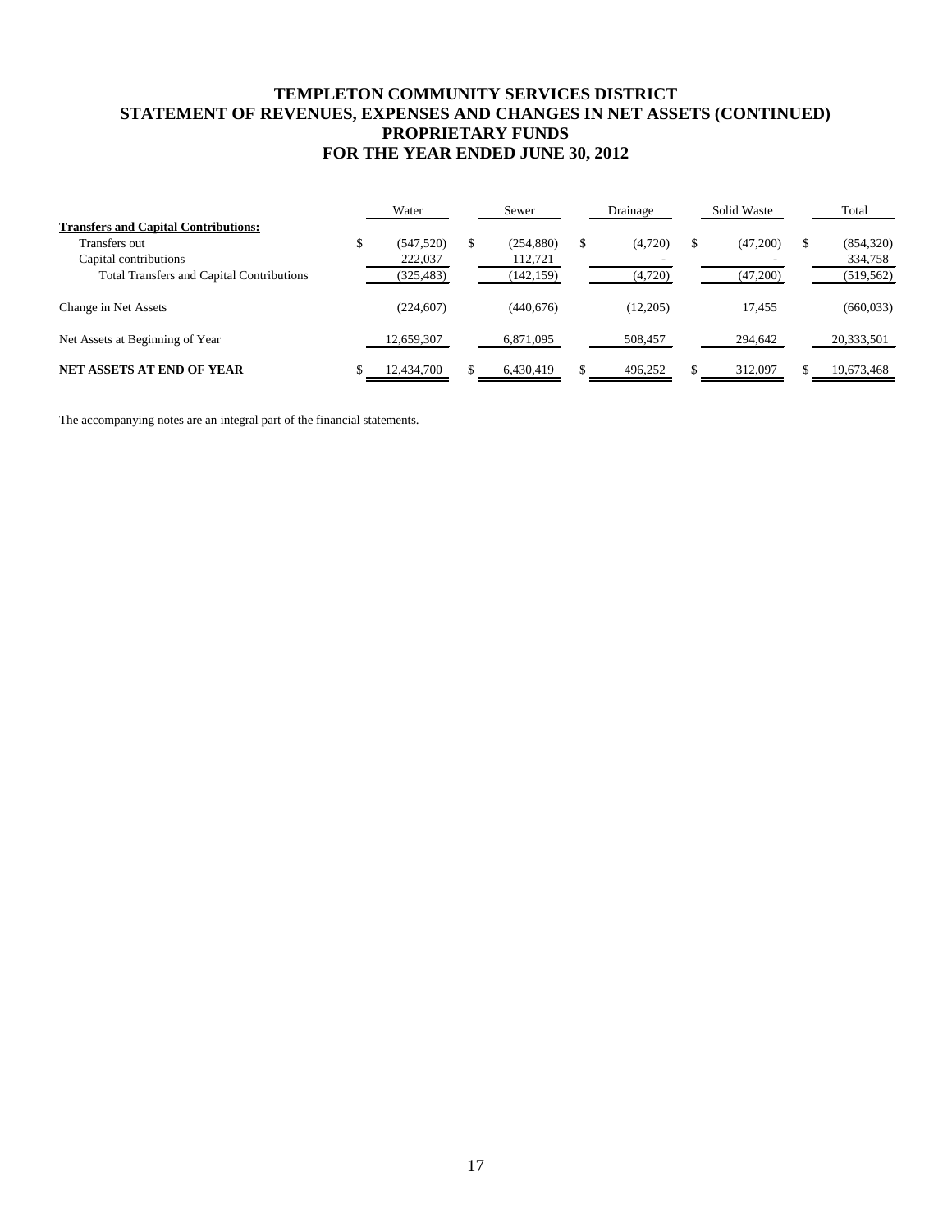# TEMPLETON COMMUNITY SERVICES DISTRICT
## STATEMENT OF REVENUES, EXPENSES AND CHANGES IN NET ASSETS (CONTINUED)
## PROPRIETARY FUNDS
## FOR THE YEAR ENDED JUNE 30, 2012

| | Water | Sewer | Drainage | Solid Waste | Total |
|---|---|---|---|---|---|
| **Transfers and Capital Contributions:** | | | | | |
| Transfers out | $ (547,520) | $ (254,880) | $ (4,720) | $ (47,200) | $ (854,320) |
| Capital contributions | 222,037 | 112,721 | - | - | 334,758 |
| Total Transfers and Capital Contributions | (325,483) | (142,159) | (4,720) | (47,200) | (519,562) |
| Change in Net Assets | (224,607) | (440,676) | (12,205) | 17,455 | (660,033) |
| Net Assets at Beginning of Year | 12,659,307 | 6,871,095 | 508,457 | 294,642 | 20,333,501 |
| **NET ASSETS AT END OF YEAR** | $ 12,434,700 | $ 6,430,419 | $ 496,252 | $ 312,097 | $ 19,673,468 |

The accompanying notes are an integral part of the financial statements.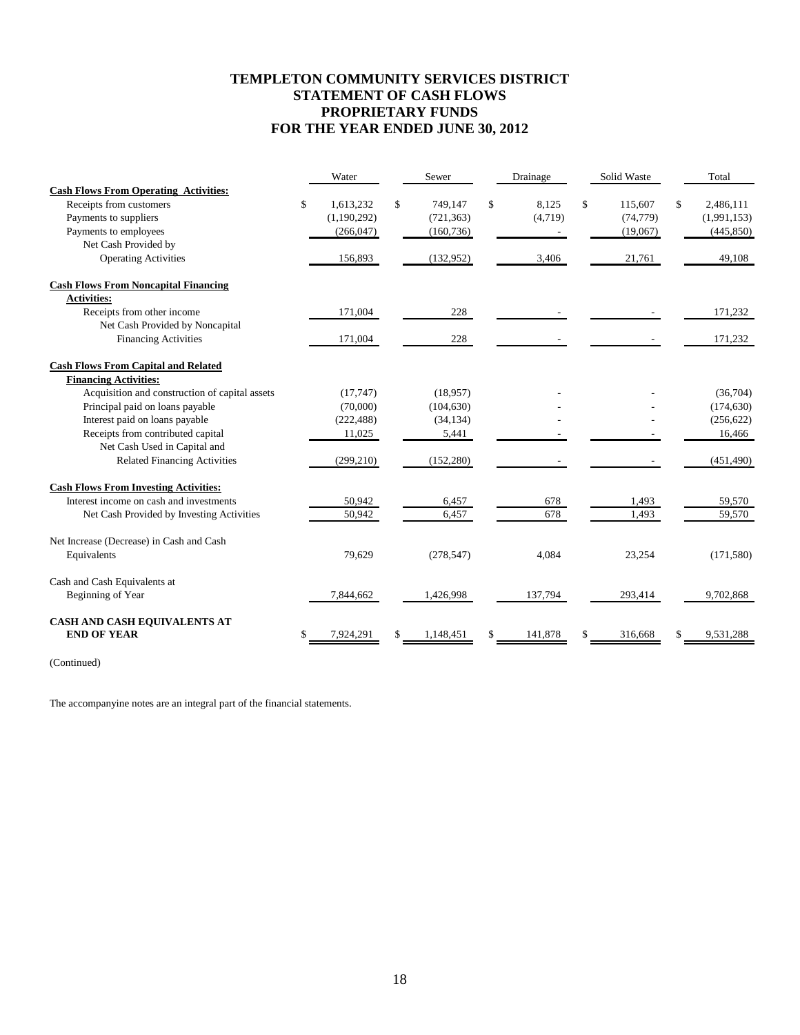# TEMPLETON COMMUNITY SERVICES DISTRICT
## STATEMENT OF CASH FLOWS
## PROPRIETARY FUNDS
## FOR THE YEAR ENDED JUNE 30, 2012

| | Water | Sewer | Drainage | Solid Waste | Total |
|---|---|---|---|---|---|
| **Cash Flows From Operating Activities:** | | | | | |
| Receipts from customers | $ 1,613,232 | $ 749,147 | $ 8,125 | $ 115,607 | $ 2,486,111 |
| Payments to suppliers | (1,190,292) | (721,363) | (4,719) | (74,779) | (1,991,153) |
| Payments to employees | (266,047) | (160,736) | - | (19,067) | (445,850) |
| Net Cash Provided by Operating Activities | 156,893 | (132,952) | 3,406 | 21,761 | 49,108 |
| **Cash Flows From Noncapital Financing Activities:** | | | | | |
| Receipts from other income | 171,004 | 228 | - | - | 171,232 |
| Net Cash Provided by Noncapital Financing Activities | 171,004 | 228 | - | - | 171,232 |
| **Cash Flows From Capital and Related Financing Activities:** | | | | | |
| Acquisition and construction of capital assets | (17,747) | (18,957) | - | - | (36,704) |
| Principal paid on loans payable | (70,000) | (104,630) | - | - | (174,630) |
| Interest paid on loans payable | (222,488) | (34,134) | - | - | (256,622) |
| Receipts from contributed capital | 11,025 | 5,441 | - | - | 16,466 |
| Net Cash Used in Capital and Related Financing Activities | (299,210) | (152,280) | - | - | (451,490) |
| **Cash Flows From Investing Activities:** | | | | | |
| Interest income on cash and investments | 50,942 | 6,457 | 678 | 1,493 | 59,570 |
| Net Cash Provided by Investing Activities | 50,942 | 6,457 | 678 | 1,493 | 59,570 |
| Net Increase (Decrease) in Cash and Cash Equivalents | 79,629 | (278,547) | 4,084 | 23,254 | (171,580) |
| Cash and Cash Equivalents at Beginning of Year | 7,844,662 | 1,426,998 | 137,794 | 293,414 | 9,702,868 |
| **CASH AND CASH EQUIVALENTS AT END OF YEAR** | $ 7,924,291 | $ 1,148,451 | $ 141,878 | $ 316,668 | $ 9,531,288 |

(Continued)

The accompanyine notes are an integral part of the financial statements.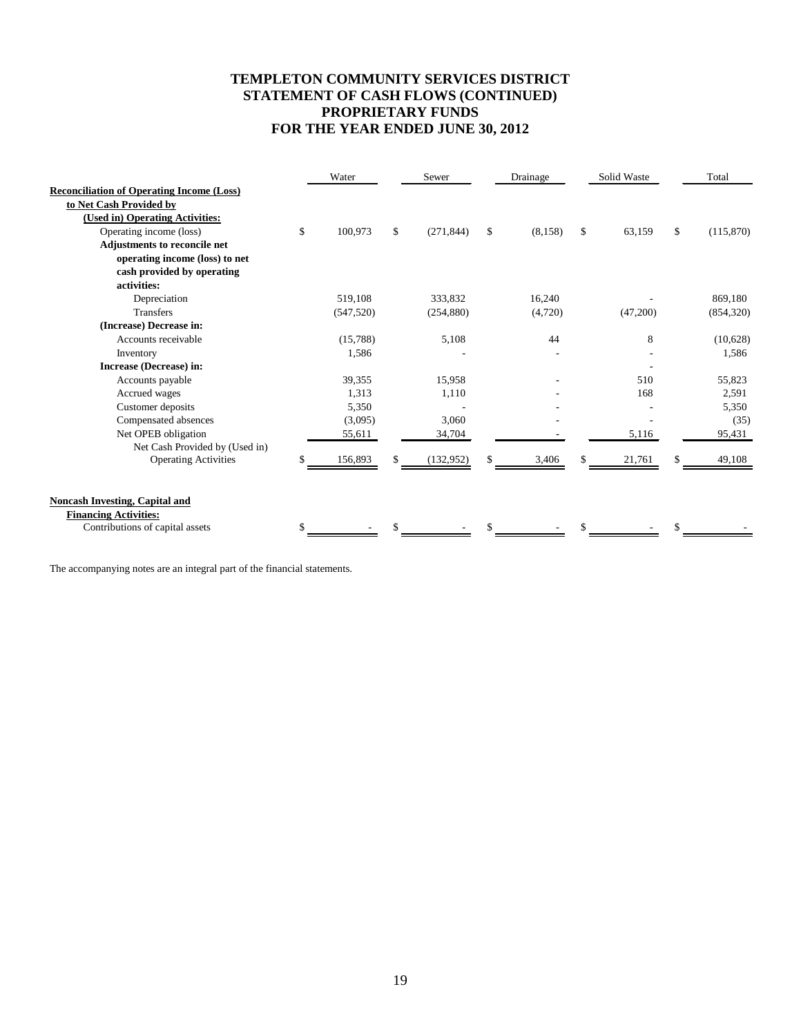# TEMPLETON COMMUNITY SERVICES DISTRICT
# STATEMENT OF CASH FLOWS (CONTINUED)
# PROPRIETARY FUNDS
# FOR THE YEAR ENDED JUNE 30, 2012

| | Water | Sewer | Drainage | Solid Waste | Total |
|---|---|---|---|---|---|
| **Reconciliation of Operating Income (Loss) to Net Cash Provided by (Used in) Operating Activities:** | | | | | |
| Operating income (loss) | $ 100,973 | $ (271,844) | $ (8,158) | $ 63,159 | $ (115,870) |
| **Adjustments to reconcile net operating income (loss) to net cash provided by operating activities:** | | | | | |
| Depreciation | 519,108 | 333,832 | 16,240 | - | 869,180 |
| Transfers | (547,520) | (254,880) | (4,720) | (47,200) | (854,320) |
| **(Increase) Decrease in:** | | | | | |
| Accounts receivable | (15,788) | 5,108 | 44 | 8 | (10,628) |
| Inventory | 1,586 | - | - | - | 1,586 |
| **Increase (Decrease) in:** | | | | - | |
| Accounts payable | 39,355 | 15,958 | - | 510 | 55,823 |
| Accrued wages | 1,313 | 1,110 | - | 168 | 2,591 |
| Customer deposits | 5,350 | - | - | - | 5,350 |
| Compensated absences | (3,095) | 3,060 | - | - | (35) |
| Net OPEB obligation | 55,611 | 34,704 | - | 5,116 | 95,431 |
| Net Cash Provided by (Used in) Operating Activities | $ 156,893 | $ (132,952) | $ 3,406 | $ 21,761 | $ 49,108 |
| | | | | | |
| **Noncash Investing, Capital and Financing Activities:** | | | | | |
| Contributions of capital assets | $ - | $ - | $ - | $ - | $ - |

The accompanying notes are an integral part of the financial statements.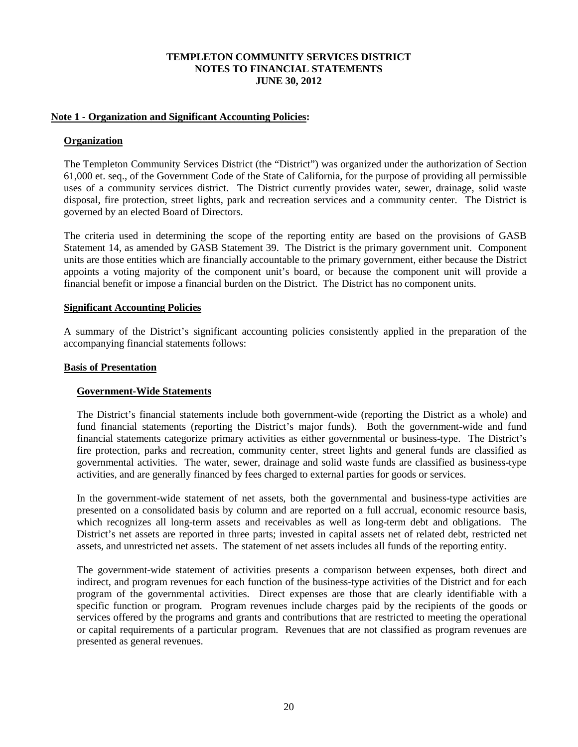**TEMPLETON COMMUNITY SERVICES DISTRICT**
**NOTES TO FINANCIAL STATEMENTS**
**JUNE 30, 2012**

## Note 1 - Organization and Significant Accounting Policies:

### Organization

The Templeton Community Services District (the "District") was organized under the authorization of Section 61,000 et. seq., of the Government Code of the State of California, for the purpose of providing all permissible uses of a community services district. The District currently provides water, sewer, drainage, solid waste disposal, fire protection, street lights, park and recreation services and a community center. The District is governed by an elected Board of Directors.

The criteria used in determining the scope of the reporting entity are based on the provisions of GASB Statement 14, as amended by GASB Statement 39. The District is the primary government unit. Component units are those entities which are financially accountable to the primary government, either because the District appoints a voting majority of the component unit's board, or because the component unit will provide a financial benefit or impose a financial burden on the District. The District has no component units.

### Significant Accounting Policies

A summary of the District's significant accounting policies consistently applied in the preparation of the accompanying financial statements follows:

### Basis of Presentation

#### Government-Wide Statements

The District's financial statements include both government-wide (reporting the District as a whole) and fund financial statements (reporting the District's major funds). Both the government-wide and fund financial statements categorize primary activities as either governmental or business-type. The District's fire protection, parks and recreation, community center, street lights and general funds are classified as governmental activities. The water, sewer, drainage and solid waste funds are classified as business-type activities, and are generally financed by fees charged to external parties for goods or services.

In the government-wide statement of net assets, both the governmental and business-type activities are presented on a consolidated basis by column and are reported on a full accrual, economic resource basis, which recognizes all long-term assets and receivables as well as long-term debt and obligations. The District's net assets are reported in three parts; invested in capital assets net of related debt, restricted net assets, and unrestricted net assets. The statement of net assets includes all funds of the reporting entity.

The government-wide statement of activities presents a comparison between expenses, both direct and indirect, and program revenues for each function of the business-type activities of the District and for each program of the governmental activities. Direct expenses are those that are clearly identifiable with a specific function or program. Program revenues include charges paid by the recipients of the goods or services offered by the programs and grants and contributions that are restricted to meeting the operational or capital requirements of a particular program. Revenues that are not classified as program revenues are presented as general revenues.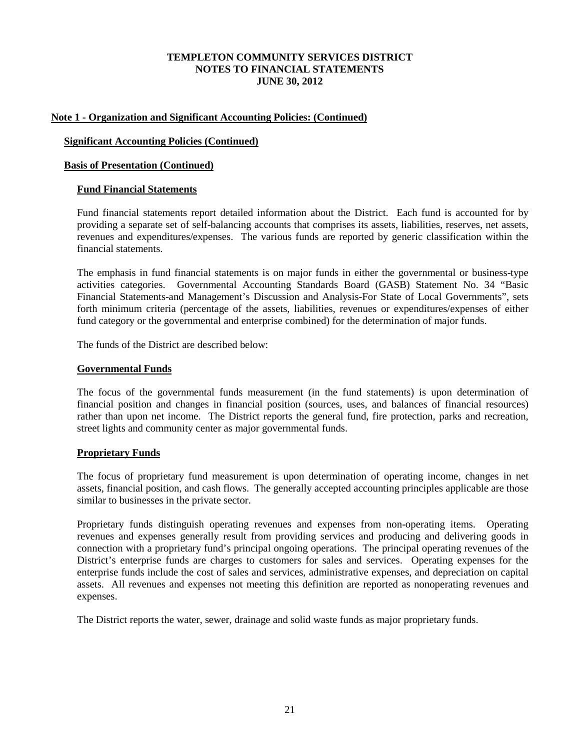# TEMPLETON COMMUNITY SERVICES DISTRICT
## NOTES TO FINANCIAL STATEMENTS
## JUNE 30, 2012

### Note 1 - Organization and Significant Accounting Policies: (Continued)

#### Significant Accounting Policies (Continued)

#### Basis of Presentation (Continued)

#### Fund Financial Statements

Fund financial statements report detailed information about the District. Each fund is accounted for by providing a separate set of self-balancing accounts that comprises its assets, liabilities, reserves, net assets, revenues and expenditures/expenses. The various funds are reported by generic classification within the financial statements.

The emphasis in fund financial statements is on major funds in either the governmental or business-type activities categories. Governmental Accounting Standards Board (GASB) Statement No. 34 "Basic Financial Statements-and Management's Discussion and Analysis-For State of Local Governments", sets forth minimum criteria (percentage of the assets, liabilities, revenues or expenditures/expenses of either fund category or the governmental and enterprise combined) for the determination of major funds.

The funds of the District are described below:

#### Governmental Funds

The focus of the governmental funds measurement (in the fund statements) is upon determination of financial position and changes in financial position (sources, uses, and balances of financial resources) rather than upon net income. The District reports the general fund, fire protection, parks and recreation, street lights and community center as major governmental funds.

#### Proprietary Funds

The focus of proprietary fund measurement is upon determination of operating income, changes in net assets, financial position, and cash flows. The generally accepted accounting principles applicable are those similar to businesses in the private sector.

Proprietary funds distinguish operating revenues and expenses from non-operating items. Operating revenues and expenses generally result from providing services and producing and delivering goods in connection with a proprietary fund's principal ongoing operations. The principal operating revenues of the District's enterprise funds are charges to customers for sales and services. Operating expenses for the enterprise funds include the cost of sales and services, administrative expenses, and depreciation on capital assets. All revenues and expenses not meeting this definition are reported as nonoperating revenues and expenses.

The District reports the water, sewer, drainage and solid waste funds as major proprietary funds.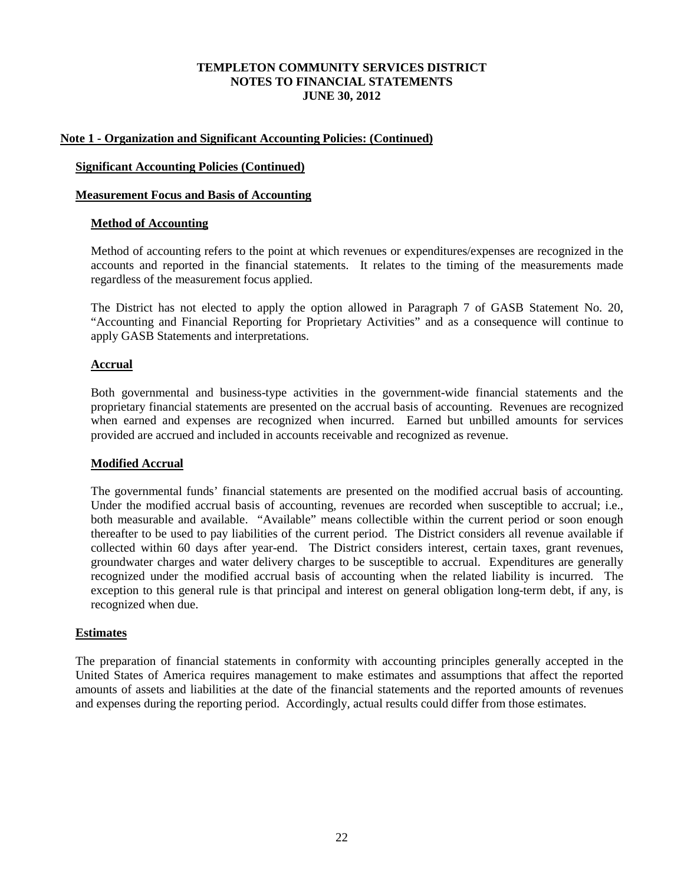**TEMPLETON COMMUNITY SERVICES DISTRICT**
**NOTES TO FINANCIAL STATEMENTS**
**JUNE 30, 2012**

## Note 1 - Organization and Significant Accounting Policies: (Continued)

### Significant Accounting Policies (Continued)

### Measurement Focus and Basis of Accounting

#### Method of Accounting

Method of accounting refers to the point at which revenues or expenditures/expenses are recognized in the accounts and reported in the financial statements. It relates to the timing of the measurements made regardless of the measurement focus applied.

The District has not elected to apply the option allowed in Paragraph 7 of GASB Statement No. 20, "Accounting and Financial Reporting for Proprietary Activities" and as a consequence will continue to apply GASB Statements and interpretations.

#### Accrual

Both governmental and business-type activities in the government-wide financial statements and the proprietary financial statements are presented on the accrual basis of accounting. Revenues are recognized when earned and expenses are recognized when incurred. Earned but unbilled amounts for services provided are accrued and included in accounts receivable and recognized as revenue.

#### Modified Accrual

The governmental funds' financial statements are presented on the modified accrual basis of accounting. Under the modified accrual basis of accounting, revenues are recorded when susceptible to accrual; i.e., both measurable and available. "Available" means collectible within the current period or soon enough thereafter to be used to pay liabilities of the current period. The District considers all revenue available if collected within 60 days after year-end. The District considers interest, certain taxes, grant revenues, groundwater charges and water delivery charges to be susceptible to accrual. Expenditures are generally recognized under the modified accrual basis of accounting when the related liability is incurred. The exception to this general rule is that principal and interest on general obligation long-term debt, if any, is recognized when due.

### Estimates

The preparation of financial statements in conformity with accounting principles generally accepted in the United States of America requires management to make estimates and assumptions that affect the reported amounts of assets and liabilities at the date of the financial statements and the reported amounts of revenues and expenses during the reporting period. Accordingly, actual results could differ from those estimates.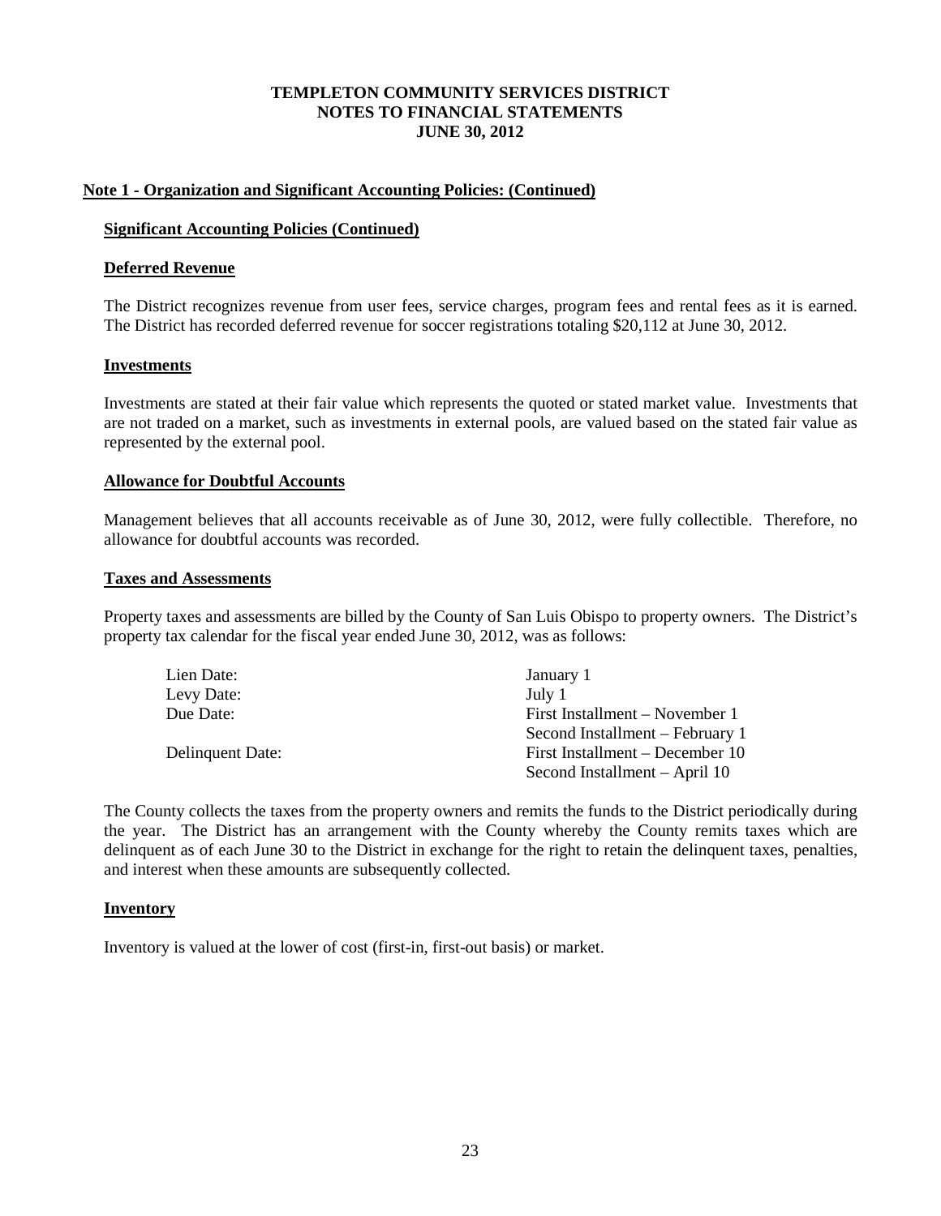# TEMPLETON COMMUNITY SERVICES DISTRICT
## NOTES TO FINANCIAL STATEMENTS
## JUNE 30, 2012

**Note 1 - Organization and Significant Accounting Policies: (Continued)**

**Significant Accounting Policies (Continued)**

**Deferred Revenue**

The District recognizes revenue from user fees, service charges, program fees and rental fees as it is earned. The District has recorded deferred revenue for soccer registrations totaling $20,112 at June 30, 2012.

**Investments**

Investments are stated at their fair value which represents the quoted or stated market value. Investments that are not traded on a market, such as investments in external pools, are valued based on the stated fair value as represented by the external pool.

**Allowance for Doubtful Accounts**

Management believes that all accounts receivable as of June 30, 2012, were fully collectible. Therefore, no allowance for doubtful accounts was recorded.

**Taxes and Assessments**

Property taxes and assessments are billed by the County of San Luis Obispo to property owners. The District's property tax calendar for the fiscal year ended June 30, 2012, was as follows:

| | |
|---|---|
| Lien Date: | January 1 |
| Levy Date: | July 1 |
| Due Date: | First Installment – November 1 |
| | Second Installment – February 1 |
| Delinquent Date: | First Installment – December 10 |
| | Second Installment – April 10 |

The County collects the taxes from the property owners and remits the funds to the District periodically during the year. The District has an arrangement with the County whereby the County remits taxes which are delinquent as of each June 30 to the District in exchange for the right to retain the delinquent taxes, penalties, and interest when these amounts are subsequently collected.

**Inventory**

Inventory is valued at the lower of cost (first-in, first-out basis) or market.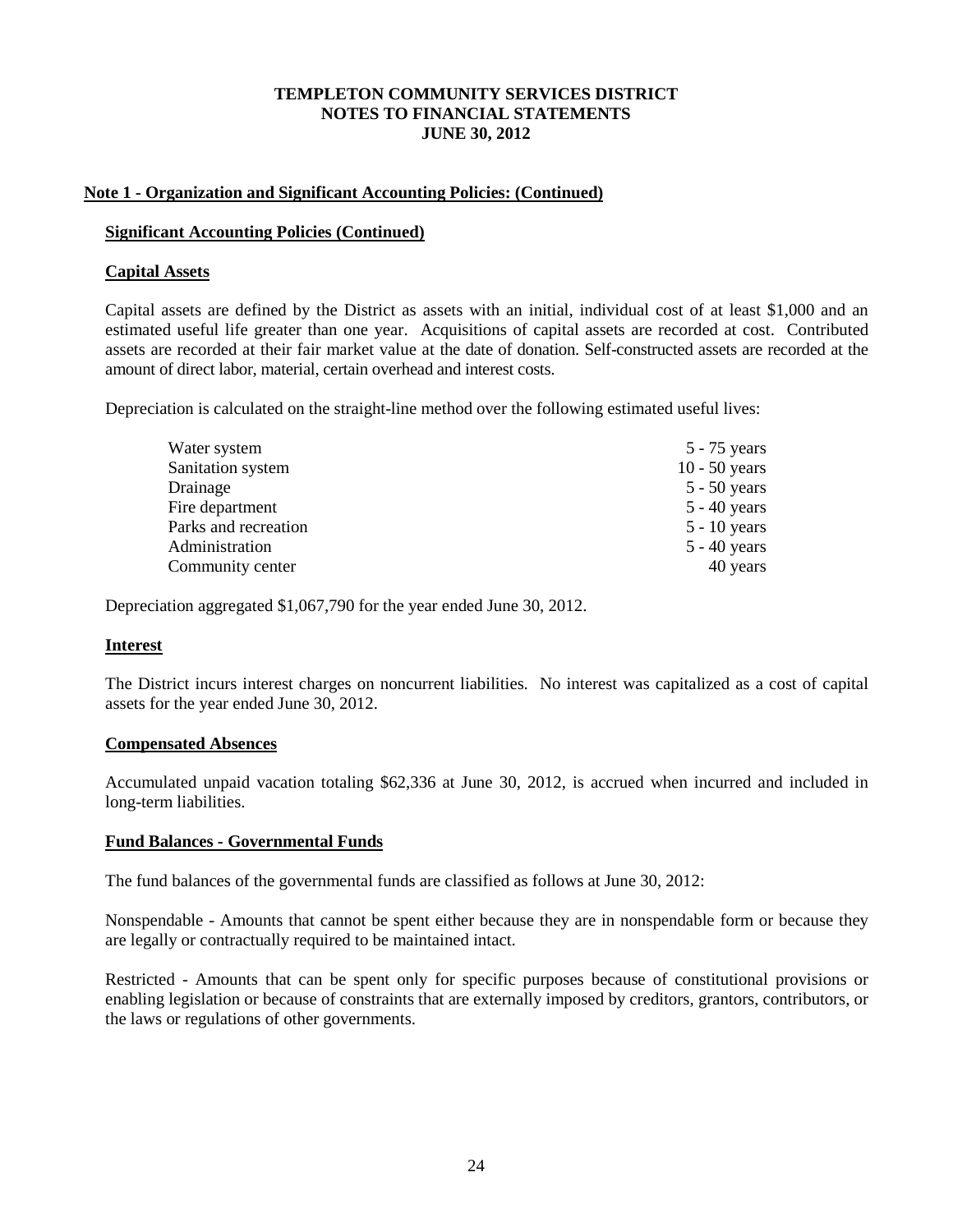**TEMPLETON COMMUNITY SERVICES DISTRICT**
**NOTES TO FINANCIAL STATEMENTS**
**JUNE 30, 2012**

## Note 1 - Organization and Significant Accounting Policies: (Continued)

### Significant Accounting Policies (Continued)

### Capital Assets

Capital assets are defined by the District as assets with an initial, individual cost of at least $1,000 and an estimated useful life greater than one year. Acquisitions of capital assets are recorded at cost. Contributed assets are recorded at their fair market value at the date of donation. Self-constructed assets are recorded at the amount of direct labor, material, certain overhead and interest costs.

Depreciation is calculated on the straight-line method over the following estimated useful lives:

| | |
|---|---|
| Water system | 5 - 75 years |
| Sanitation system | 10 - 50 years |
| Drainage | 5 - 50 years |
| Fire department | 5 - 40 years |
| Parks and recreation | 5 - 10 years |
| Administration | 5 - 40 years |
| Community center | 40 years |

Depreciation aggregated $1,067,790 for the year ended June 30, 2012.

### Interest

The District incurs interest charges on noncurrent liabilities. No interest was capitalized as a cost of capital assets for the year ended June 30, 2012.

### Compensated Absences

Accumulated unpaid vacation totaling $62,336 at June 30, 2012, is accrued when incurred and included in long-term liabilities.

### Fund Balances - Governmental Funds

The fund balances of the governmental funds are classified as follows at June 30, 2012:

Nonspendable - Amounts that cannot be spent either because they are in nonspendable form or because they are legally or contractually required to be maintained intact.

Restricted - Amounts that can be spent only for specific purposes because of constitutional provisions or enabling legislation or because of constraints that are externally imposed by creditors, grantors, contributors, or the laws or regulations of other governments.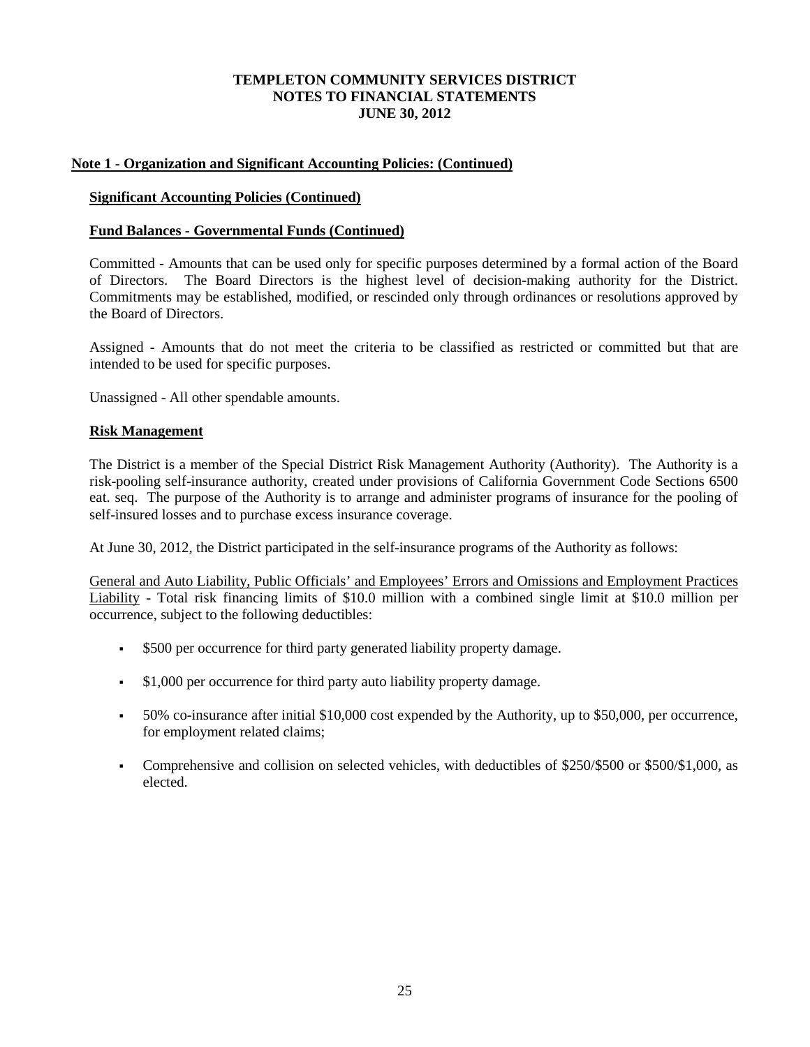# TEMPLETON COMMUNITY SERVICES DISTRICT
# NOTES TO FINANCIAL STATEMENTS
# JUNE 30, 2012

## Note 1 - Organization and Significant Accounting Policies: (Continued)

### Significant Accounting Policies (Continued)

### Fund Balances - Governmental Funds (Continued)

Committed - Amounts that can be used only for specific purposes determined by a formal action of the Board of Directors. The Board Directors is the highest level of decision-making authority for the District. Commitments may be established, modified, or rescinded only through ordinances or resolutions approved by the Board of Directors.

Assigned - Amounts that do not meet the criteria to be classified as restricted or committed but that are intended to be used for specific purposes.

Unassigned - All other spendable amounts.

### Risk Management

The District is a member of the Special District Risk Management Authority (Authority). The Authority is a risk-pooling self-insurance authority, created under provisions of California Government Code Sections 6500 eat. seq. The purpose of the Authority is to arrange and administer programs of insurance for the pooling of self-insured losses and to purchase excess insurance coverage.

At June 30, 2012, the District participated in the self-insurance programs of the Authority as follows:

General and Auto Liability, Public Officials' and Employees' Errors and Omissions and Employment Practices Liability - Total risk financing limits of \$10.0 million with a combined single limit at \$10.0 million per occurrence, subject to the following deductibles:

- \$500 per occurrence for third party generated liability property damage.
- \$1,000 per occurrence for third party auto liability property damage.
- 50% co-insurance after initial \$10,000 cost expended by the Authority, up to \$50,000, per occurrence, for employment related claims;
- Comprehensive and collision on selected vehicles, with deductibles of \$250/\$500 or \$500/\$1,000, as elected.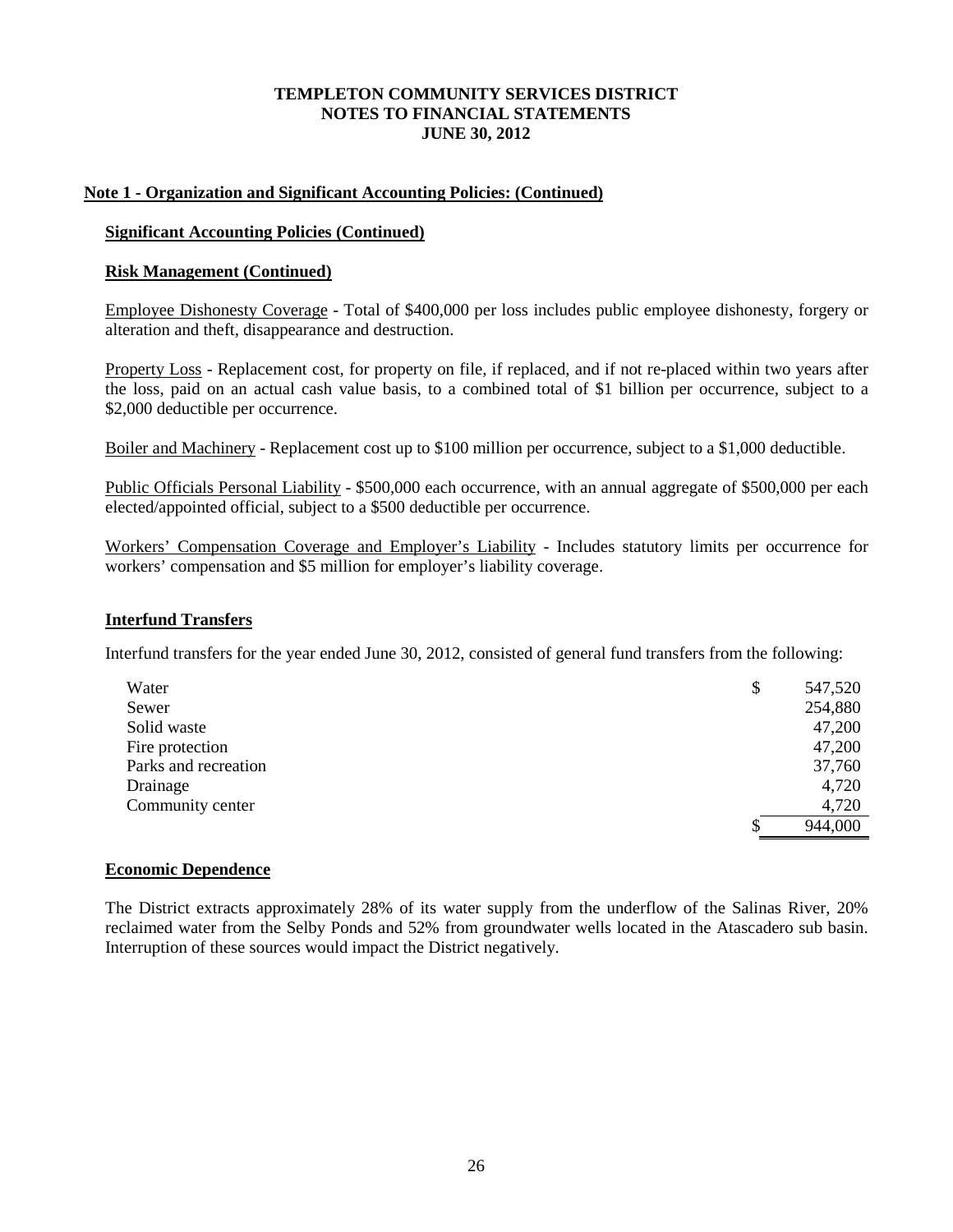# TEMPLETON COMMUNITY SERVICES DISTRICT
## NOTES TO FINANCIAL STATEMENTS
## JUNE 30, 2012

### Note 1 - Organization and Significant Accounting Policies: (Continued)

#### Significant Accounting Policies (Continued)

#### Risk Management (Continued)

Employee Dishonesty Coverage - Total of $400,000 per loss includes public employee dishonesty, forgery or alteration and theft, disappearance and destruction.

Property Loss - Replacement cost, for property on file, if replaced, and if not re-placed within two years after the loss, paid on an actual cash value basis, to a combined total of $1 billion per occurrence, subject to a $2,000 deductible per occurrence.

Boiler and Machinery - Replacement cost up to $100 million per occurrence, subject to a $1,000 deductible.

Public Officials Personal Liability - $500,000 each occurrence, with an annual aggregate of $500,000 per each elected/appointed official, subject to a $500 deductible per occurrence.

Workers' Compensation Coverage and Employer's Liability - Includes statutory limits per occurrence for workers' compensation and $5 million for employer's liability coverage.

#### Interfund Transfers

Interfund transfers for the year ended June 30, 2012, consisted of general fund transfers from the following:

| | |
|---|---|
| Water | $ 547,520 |
| Sewer | 254,880 |
| Solid waste | 47,200 |
| Fire protection | 47,200 |
| Parks and recreation | 37,760 |
| Drainage | 4,720 |
| Community center | 4,720 |
| | $ 944,000 |

#### Economic Dependence

The District extracts approximately 28% of its water supply from the underflow of the Salinas River, 20% reclaimed water from the Selby Ponds and 52% from groundwater wells located in the Atascadero sub basin. Interruption of these sources would impact the District negatively.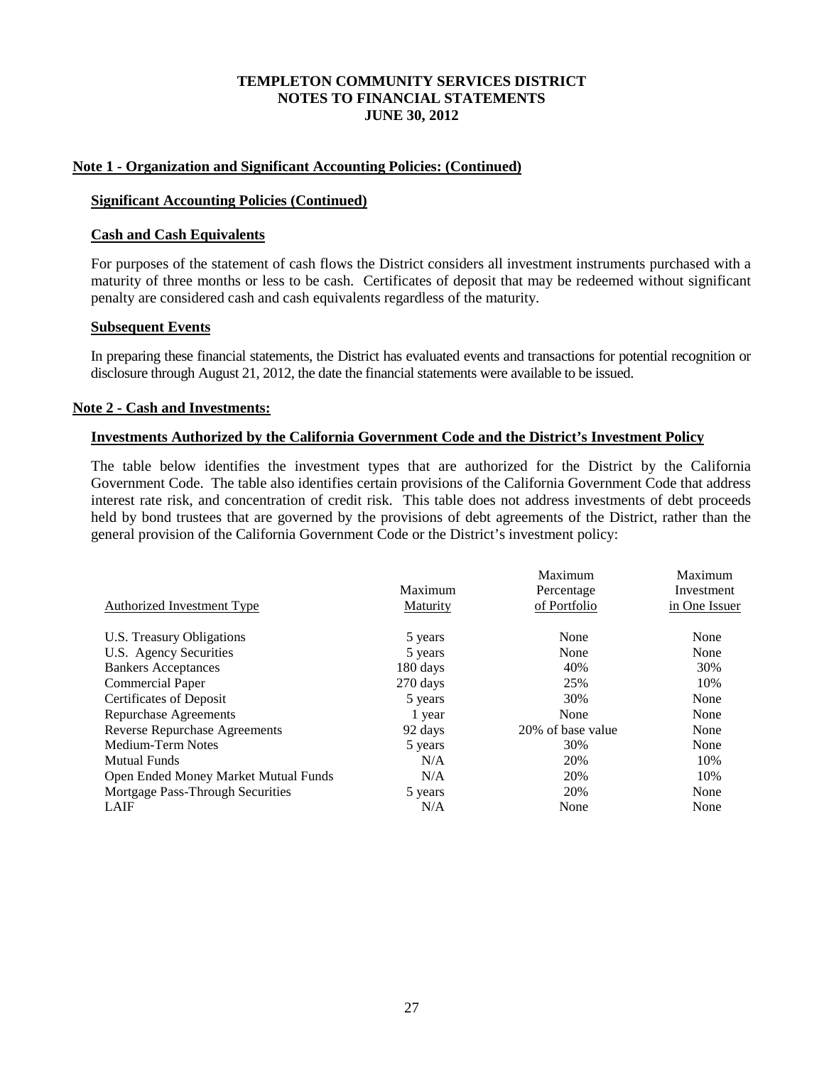**TEMPLETON COMMUNITY SERVICES DISTRICT**
**NOTES TO FINANCIAL STATEMENTS**
**JUNE 30, 2012**

## Note 1 - Organization and Significant Accounting Policies: (Continued)

### Significant Accounting Policies (Continued)

### Cash and Cash Equivalents

For purposes of the statement of cash flows the District considers all investment instruments purchased with a maturity of three months or less to be cash. Certificates of deposit that may be redeemed without significant penalty are considered cash and cash equivalents regardless of the maturity.

### Subsequent Events

In preparing these financial statements, the District has evaluated events and transactions for potential recognition or disclosure through August 21, 2012, the date the financial statements were available to be issued.

## Note 2 - Cash and Investments:

### Investments Authorized by the California Government Code and the District's Investment Policy

The table below identifies the investment types that are authorized for the District by the California Government Code. The table also identifies certain provisions of the California Government Code that address interest rate risk, and concentration of credit risk. This table does not address investments of debt proceeds held by bond trustees that are governed by the provisions of debt agreements of the District, rather than the general provision of the California Government Code or the District's investment policy:

| Authorized Investment Type | Maximum Maturity | Maximum Percentage of Portfolio | Maximum Investment in One Issuer |
|---|---|---|---|
| U.S. Treasury Obligations | 5 years | None | None |
| U.S. Agency Securities | 5 years | None | None |
| Bankers Acceptances | 180 days | 40% | 30% |
| Commercial Paper | 270 days | 25% | 10% |
| Certificates of Deposit | 5 years | 30% | None |
| Repurchase Agreements | 1 year | None | None |
| Reverse Repurchase Agreements | 92 days | 20% of base value | None |
| Medium-Term Notes | 5 years | 30% | None |
| Mutual Funds | N/A | 20% | 10% |
| Open Ended Money Market Mutual Funds | N/A | 20% | 10% |
| Mortgage Pass-Through Securities | 5 years | 20% | None |
| LAIF | N/A | None | None |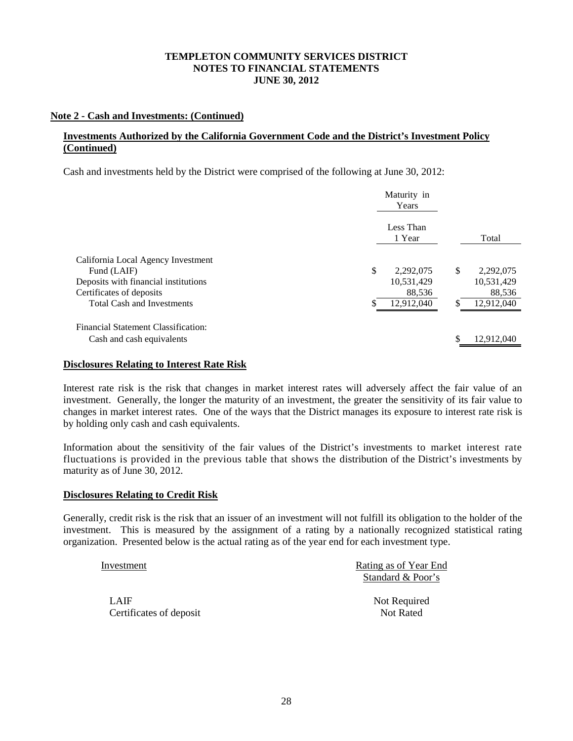## Note 2 - Cash and Investments: (Continued)

### Investments Authorized by the California Government Code and the District's Investment Policy (Continued)

Cash and investments held by the District were comprised of the following at June 30, 2012:

| | Maturity in Years | |
|---|---|---|
| | Less Than 1 Year | Total |
| California Local Agency Investment Fund (LAIF) | $ 2,292,075 | $ 2,292,075 |
| Deposits with financial institutions | 10,531,429 | 10,531,429 |
| Certificates of deposits | 88,536 | 88,536 |
| Total Cash and Investments | $ 12,912,040 | $ 12,912,040 |
| Financial Statement Classification: | | |
| Cash and cash equivalents | | $ 12,912,040 |

### Disclosures Relating to Interest Rate Risk

Interest rate risk is the risk that changes in market interest rates will adversely affect the fair value of an investment. Generally, the longer the maturity of an investment, the greater the sensitivity of its fair value to changes in market interest rates. One of the ways that the District manages its exposure to interest rate risk is by holding only cash and cash equivalents.

Information about the sensitivity of the fair values of the District's investments to market interest rate fluctuations is provided in the previous table that shows the distribution of the District's investments by maturity as of June 30, 2012.

### Disclosures Relating to Credit Risk

Generally, credit risk is the risk that an issuer of an investment will not fulfill its obligation to the holder of the investment. This is measured by the assignment of a rating by a nationally recognized statistical rating organization. Presented below is the actual rating as of the year end for each investment type.

| Investment | Rating as of Year End Standard & Poor's |
|---|---|
| LAIF | Not Required |
| Certificates of deposit | Not Rated |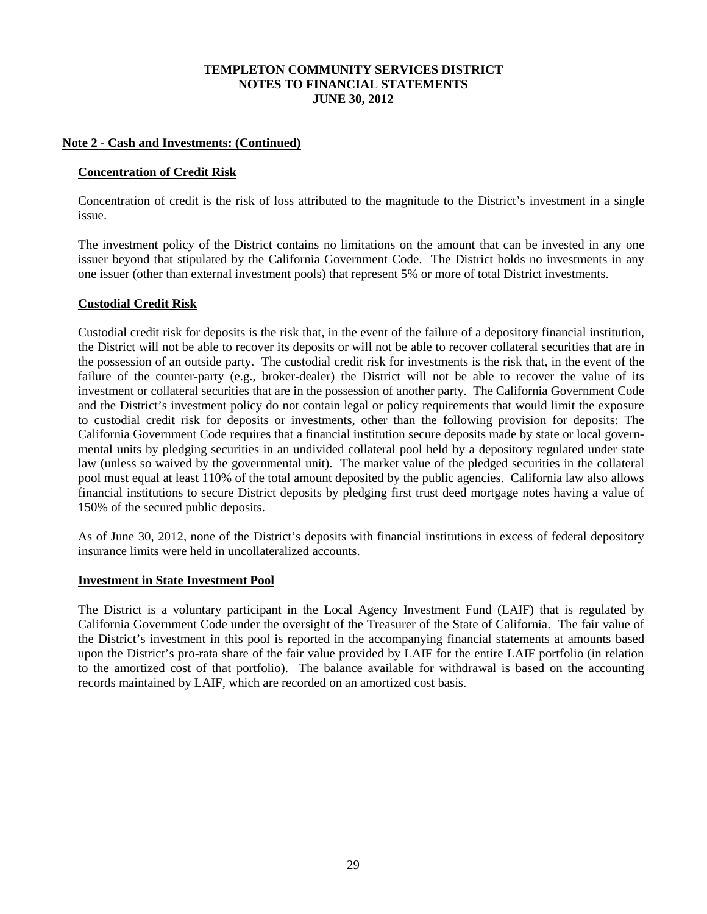**Note 2 - Cash and Investments: (Continued)**

**Concentration of Credit Risk**

Concentration of credit is the risk of loss attributed to the magnitude to the District's investment in a single issue.

The investment policy of the District contains no limitations on the amount that can be invested in any one issuer beyond that stipulated by the California Government Code. The District holds no investments in any one issuer (other than external investment pools) that represent 5% or more of total District investments.

**Custodial Credit Risk**

Custodial credit risk for deposits is the risk that, in the event of the failure of a depository financial institution, the District will not be able to recover its deposits or will not be able to recover collateral securities that are in the possession of an outside party. The custodial credit risk for investments is the risk that, in the event of the failure of the counter-party (e.g., broker-dealer) the District will not be able to recover the value of its investment or collateral securities that are in the possession of another party. The California Government Code and the District's investment policy do not contain legal or policy requirements that would limit the exposure to custodial credit risk for deposits or investments, other than the following provision for deposits: The California Government Code requires that a financial institution secure deposits made by state or local governmental units by pledging securities in an undivided collateral pool held by a depository regulated under state law (unless so waived by the governmental unit). The market value of the pledged securities in the collateral pool must equal at least 110% of the total amount deposited by the public agencies. California law also allows financial institutions to secure District deposits by pledging first trust deed mortgage notes having a value of 150% of the secured public deposits.

As of June 30, 2012, none of the District's deposits with financial institutions in excess of federal depository insurance limits were held in uncollateralized accounts.

**Investment in State Investment Pool**

The District is a voluntary participant in the Local Agency Investment Fund (LAIF) that is regulated by California Government Code under the oversight of the Treasurer of the State of California. The fair value of the District's investment in this pool is reported in the accompanying financial statements at amounts based upon the District's pro-rata share of the fair value provided by LAIF for the entire LAIF portfolio (in relation to the amortized cost of that portfolio). The balance available for withdrawal is based on the accounting records maintained by LAIF, which are recorded on an amortized cost basis.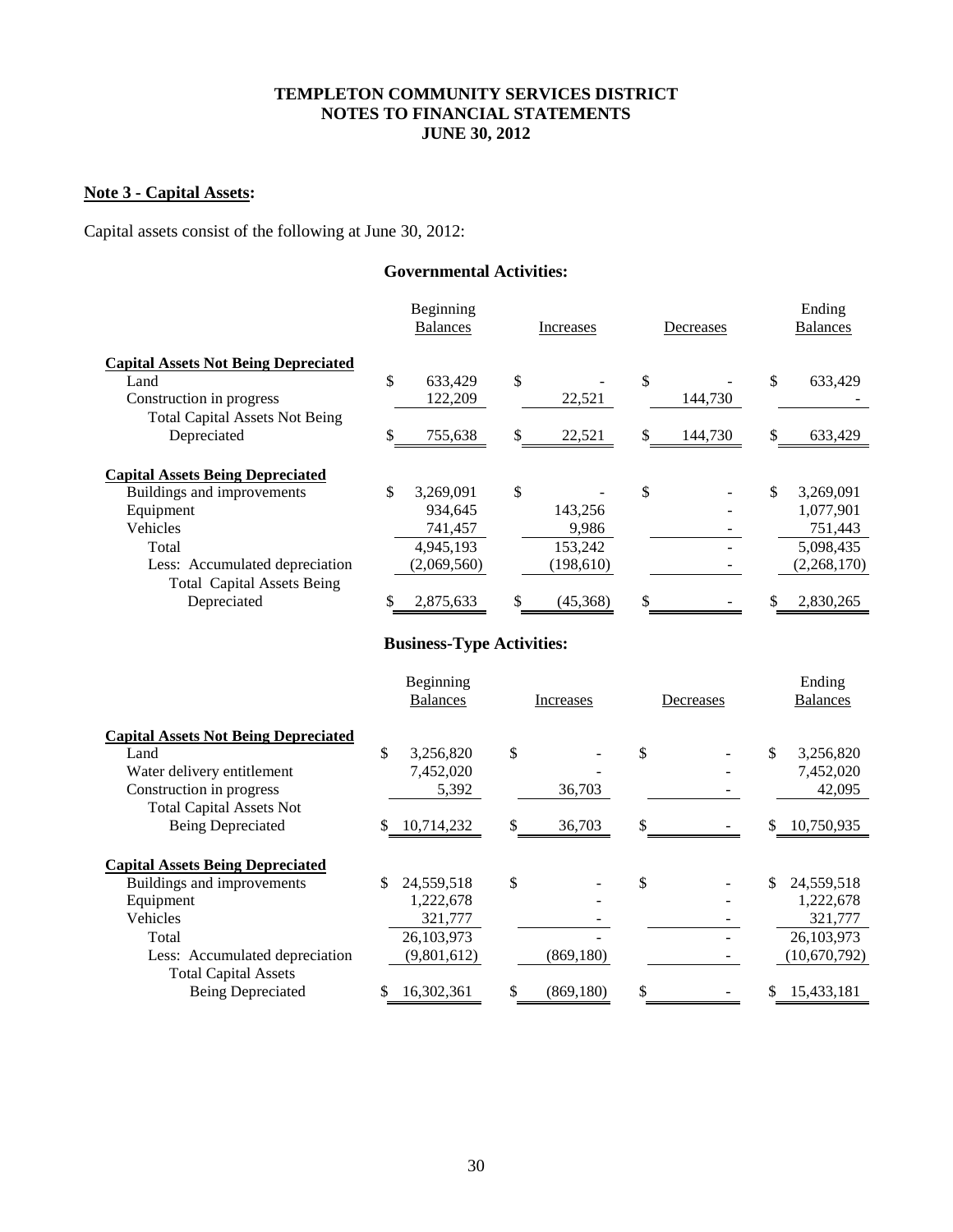**TEMPLETON COMMUNITY SERVICES DISTRICT**
**NOTES TO FINANCIAL STATEMENTS**
**JUNE 30, 2012**

## Note 3 - Capital Assets:

Capital assets consist of the following at June 30, 2012:

### Governmental Activities:

| | Beginning Balances | Increases | Decreases | Ending Balances |
|---|---|---|---|---|
| **Capital Assets Not Being Depreciated** | | | | |
| Land | $ 633,429 | $ - | $ - | $ 633,429 |
| Construction in progress | 122,209 | 22,521 | 144,730 | - |
| Total Capital Assets Not Being Depreciated | $ 755,638 | $ 22,521 | $ 144,730 | $ 633,429 |
| **Capital Assets Being Depreciated** | | | | |
| Buildings and improvements | $ 3,269,091 | $ - | $ - | $ 3,269,091 |
| Equipment | 934,645 | 143,256 | - | 1,077,901 |
| Vehicles | 741,457 | 9,986 | - | 751,443 |
| Total | 4,945,193 | 153,242 | - | 5,098,435 |
| Less: Accumulated depreciation | (2,069,560) | (198,610) | - | (2,268,170) |
| Total Capital Assets Being Depreciated | $ 2,875,633 | $ (45,368) | $ - | $ 2,830,265 |

### Business-Type Activities:

| | Beginning Balances | Increases | Decreases | Ending Balances |
|---|---|---|---|---|
| **Capital Assets Not Being Depreciated** | | | | |
| Land | $ 3,256,820 | $ - | $ - | $ 3,256,820 |
| Water delivery entitlement | 7,452,020 | - | - | 7,452,020 |
| Construction in progress | 5,392 | 36,703 | - | 42,095 |
| Total Capital Assets Not Being Depreciated | $ 10,714,232 | $ 36,703 | $ - | $ 10,750,935 |
| **Capital Assets Being Depreciated** | | | | |
| Buildings and improvements | $ 24,559,518 | $ - | $ - | $ 24,559,518 |
| Equipment | 1,222,678 | - | - | 1,222,678 |
| Vehicles | 321,777 | - | - | 321,777 |
| Total | 26,103,973 | - | - | 26,103,973 |
| Less: Accumulated depreciation | (9,801,612) | (869,180) | - | (10,670,792) |
| Total Capital Assets Being Depreciated | $ 16,302,361 | $ (869,180) | $ - | $ 15,433,181 |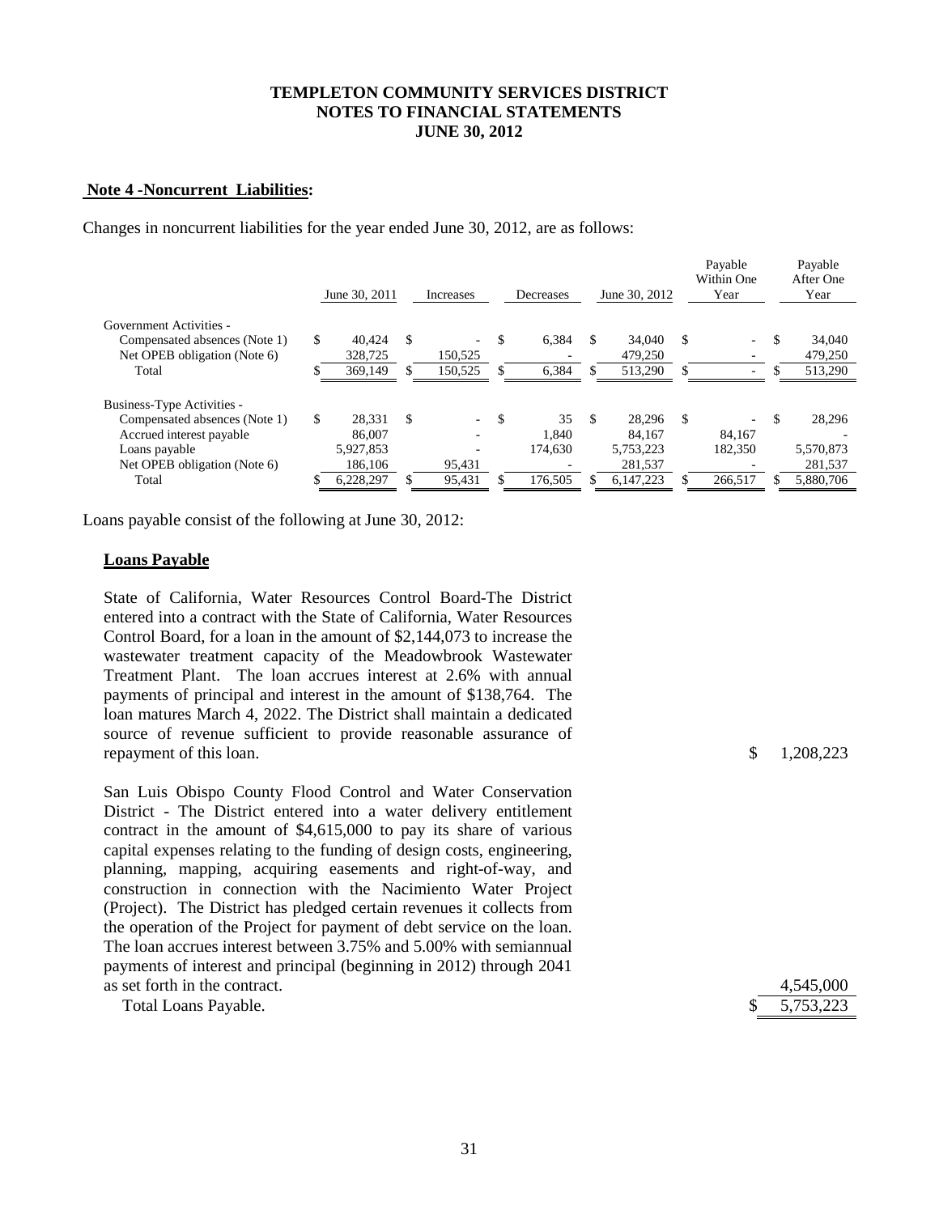**TEMPLETON COMMUNITY SERVICES DISTRICT**
**NOTES TO FINANCIAL STATEMENTS**
**JUNE 30, 2012**

**Note 4 -Noncurrent Liabilities:**

Changes in noncurrent liabilities for the year ended June 30, 2012, are as follows:

| | June 30, 2011 | Increases | Decreases | June 30, 2012 | Payable Within One Year | Payable After One Year |
|---|---|---|---|---|---|---|
| Government Activities - | | | | | | |
| Compensated absences (Note 1) | $ 40,424 | $ - | $ 6,384 | $ 34,040 | $ - | $ 34,040 |
| Net OPEB obligation (Note 6) | 328,725 | 150,525 | - | 479,250 | - | 479,250 |
| Total | $ 369,149 | $ 150,525 | $ 6,384 | $ 513,290 | $ - | $ 513,290 |
| Business-Type Activities - | | | | | | |
| Compensated absences (Note 1) | $ 28,331 | $ - | $ 35 | $ 28,296 | $ - | $ 28,296 |
| Accrued interest payable | 86,007 | - | 1,840 | 84,167 | 84,167 | - |
| Loans payable | 5,927,853 | - | 174,630 | 5,753,223 | 182,350 | 5,570,873 |
| Net OPEB obligation (Note 6) | 186,106 | 95,431 | - | 281,537 | - | 281,537 |
| Total | $ 6,228,297 | $ 95,431 | $ 176,505 | $ 6,147,223 | $ 266,517 | $ 5,880,706 |

Loans payable consist of the following at June 30, 2012:

**Loans Payable**

| | |
|---|---|
| State of California, Water Resources Control Board-The District entered into a contract with the State of California, Water Resources Control Board, for a loan in the amount of $2,144,073 to increase the wastewater treatment capacity of the Meadowbrook Wastewater Treatment Plant. The loan accrues interest at 2.6% with annual payments of principal and interest in the amount of $138,764. The loan matures March 4, 2022. The District shall maintain a dedicated source of revenue sufficient to provide reasonable assurance of repayment of this loan. | $ 1,208,223 |
| San Luis Obispo County Flood Control and Water Conservation District - The District entered into a water delivery entitlement contract in the amount of $4,615,000 to pay its share of various capital expenses relating to the funding of design costs, engineering, planning, mapping, acquiring easements and right-of-way, and construction in connection with the Nacimiento Water Project (Project). The District has pledged certain revenues it collects from the operation of the Project for payment of debt service on the loan. The loan accrues interest between 3.75% and 5.00% with semiannual payments of interest and principal (beginning in 2012) through 2041 as set forth in the contract. | 4,545,000 |
| Total Loans Payable. | $ 5,753,223 |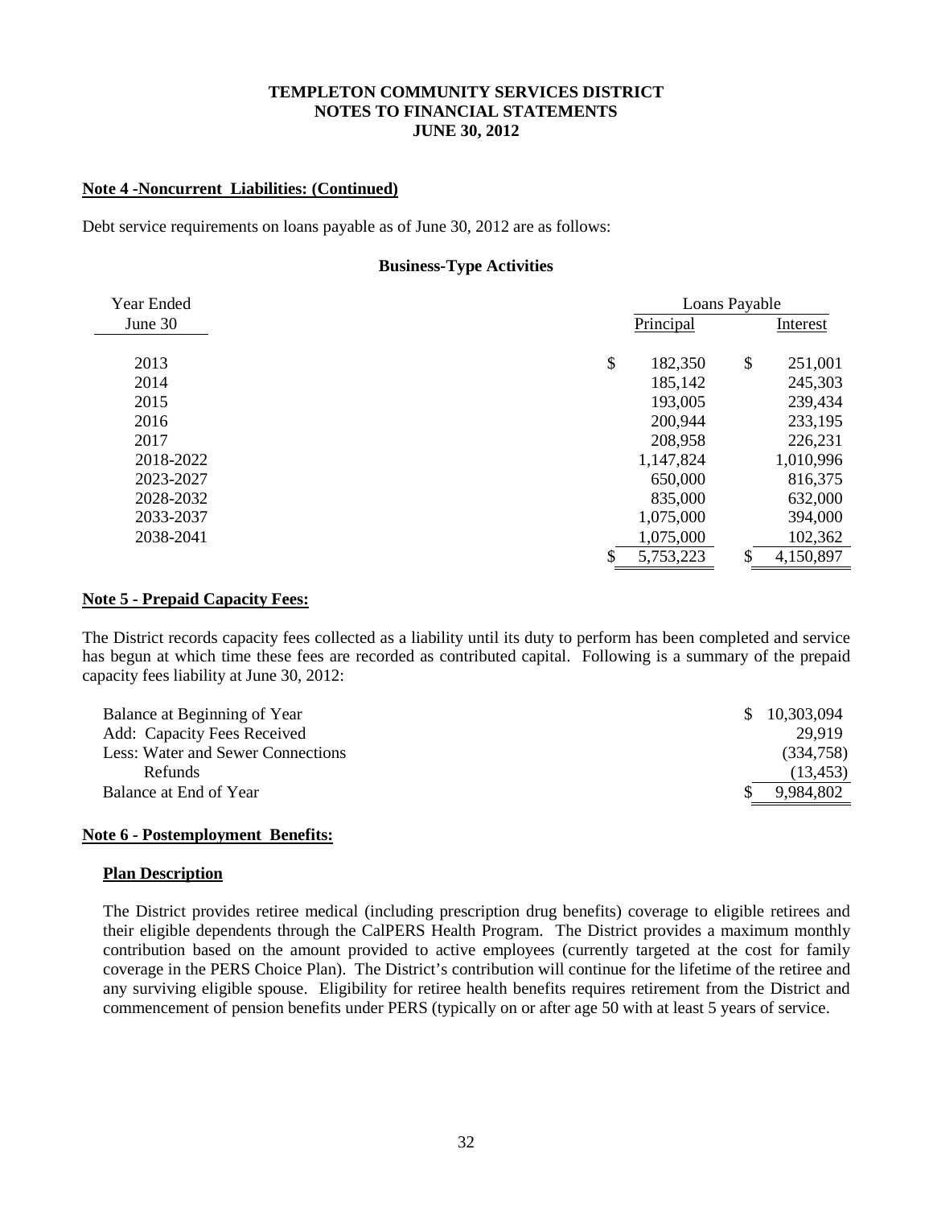**TEMPLETON COMMUNITY SERVICES DISTRICT**
**NOTES TO FINANCIAL STATEMENTS**
**JUNE 30, 2012**

**Note 4 -Noncurrent Liabilities: (Continued)**

Debt service requirements on loans payable as of June 30, 2012 are as follows:

**Business-Type Activities**

| Year Ended | Loans Payable | |
|---|---|---|
| June 30 | Principal | Interest |
| 2013 | $ 182,350 | $ 251,001 |
| 2014 | 185,142 | 245,303 |
| 2015 | 193,005 | 239,434 |
| 2016 | 200,944 | 233,195 |
| 2017 | 208,958 | 226,231 |
| 2018-2022 | 1,147,824 | 1,010,996 |
| 2023-2027 | 650,000 | 816,375 |
| 2028-2032 | 835,000 | 632,000 |
| 2033-2037 | 1,075,000 | 394,000 |
| 2038-2041 | 1,075,000 | 102,362 |
| | $ 5,753,223 | $ 4,150,897 |

**Note 5 - Prepaid Capacity Fees:**

The District records capacity fees collected as a liability until its duty to perform has been completed and service has begun at which time these fees are recorded as contributed capital. Following is a summary of the prepaid capacity fees liability at June 30, 2012:

| | |
|---|---|
| Balance at Beginning of Year | $ 10,303,094 |
| Add: Capacity Fees Received | 29,919 |
| Less: Water and Sewer Connections | (334,758) |
| Refunds | (13,453) |
| Balance at End of Year | $ 9,984,802 |

**Note 6 - Postemployment Benefits:**

**Plan Description**

The District provides retiree medical (including prescription drug benefits) coverage to eligible retirees and their eligible dependents through the CalPERS Health Program. The District provides a maximum monthly contribution based on the amount provided to active employees (currently targeted at the cost for family coverage in the PERS Choice Plan). The District's contribution will continue for the lifetime of the retiree and any surviving eligible spouse. Eligibility for retiree health benefits requires retirement from the District and commencement of pension benefits under PERS (typically on or after age 50 with at least 5 years of service.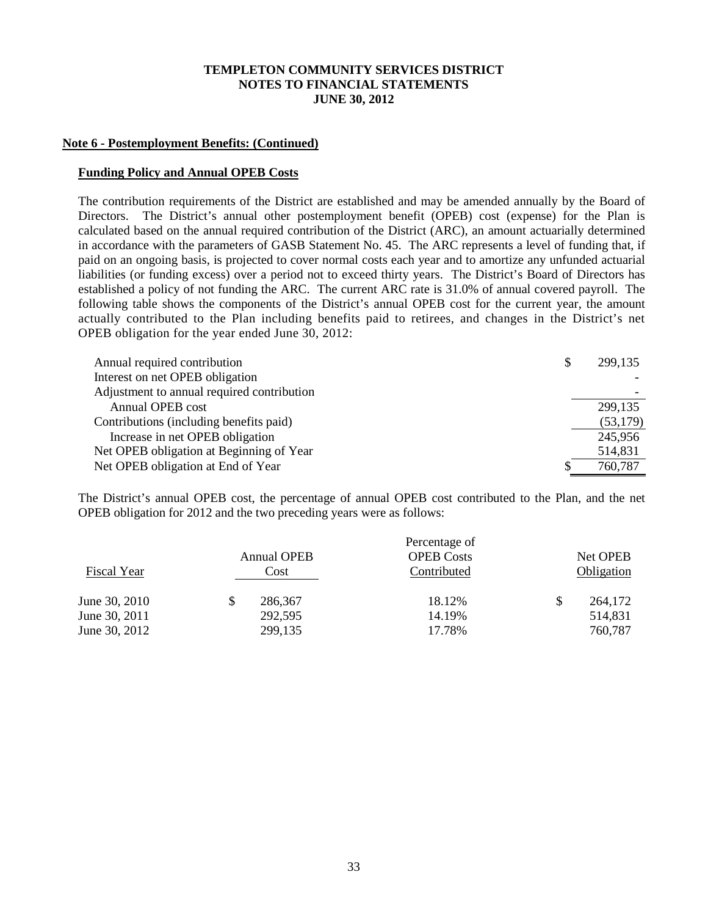**TEMPLETON COMMUNITY SERVICES DISTRICT**
**NOTES TO FINANCIAL STATEMENTS**
**JUNE 30, 2012**

**Note 6 - Postemployment Benefits: (Continued)**

**Funding Policy and Annual OPEB Costs**

The contribution requirements of the District are established and may be amended annually by the Board of Directors. The District's annual other postemployment benefit (OPEB) cost (expense) for the Plan is calculated based on the annual required contribution of the District (ARC), an amount actuarially determined in accordance with the parameters of GASB Statement No. 45. The ARC represents a level of funding that, if paid on an ongoing basis, is projected to cover normal costs each year and to amortize any unfunded actuarial liabilities (or funding excess) over a period not to exceed thirty years. The District's Board of Directors has established a policy of not funding the ARC. The current ARC rate is 31.0% of annual covered payroll. The following table shows the components of the District's annual OPEB cost for the current year, the amount actually contributed to the Plan including benefits paid to retirees, and changes in the District's net OPEB obligation for the year ended June 30, 2012:

| | |
|---|---|
| Annual required contribution | $ 299,135 |
| Interest on net OPEB obligation | - |
| Adjustment to annual required contribution | - |
| Annual OPEB cost | 299,135 |
| Contributions (including benefits paid) | (53,179) |
| Increase in net OPEB obligation | 245,956 |
| Net OPEB obligation at Beginning of Year | 514,831 |
| Net OPEB obligation at End of Year | $ 760,787 |

The District's annual OPEB cost, the percentage of annual OPEB cost contributed to the Plan, and the net OPEB obligation for 2012 and the two preceding years were as follows:

| Fiscal Year | Annual OPEB Cost | Percentage of OPEB Costs Contributed | Net OPEB Obligation |
|---|---|---|---|
| June 30, 2010 | $ 286,367 | 18.12% | $ 264,172 |
| June 30, 2011 | 292,595 | 14.19% | 514,831 |
| June 30, 2012 | 299,135 | 17.78% | 760,787 |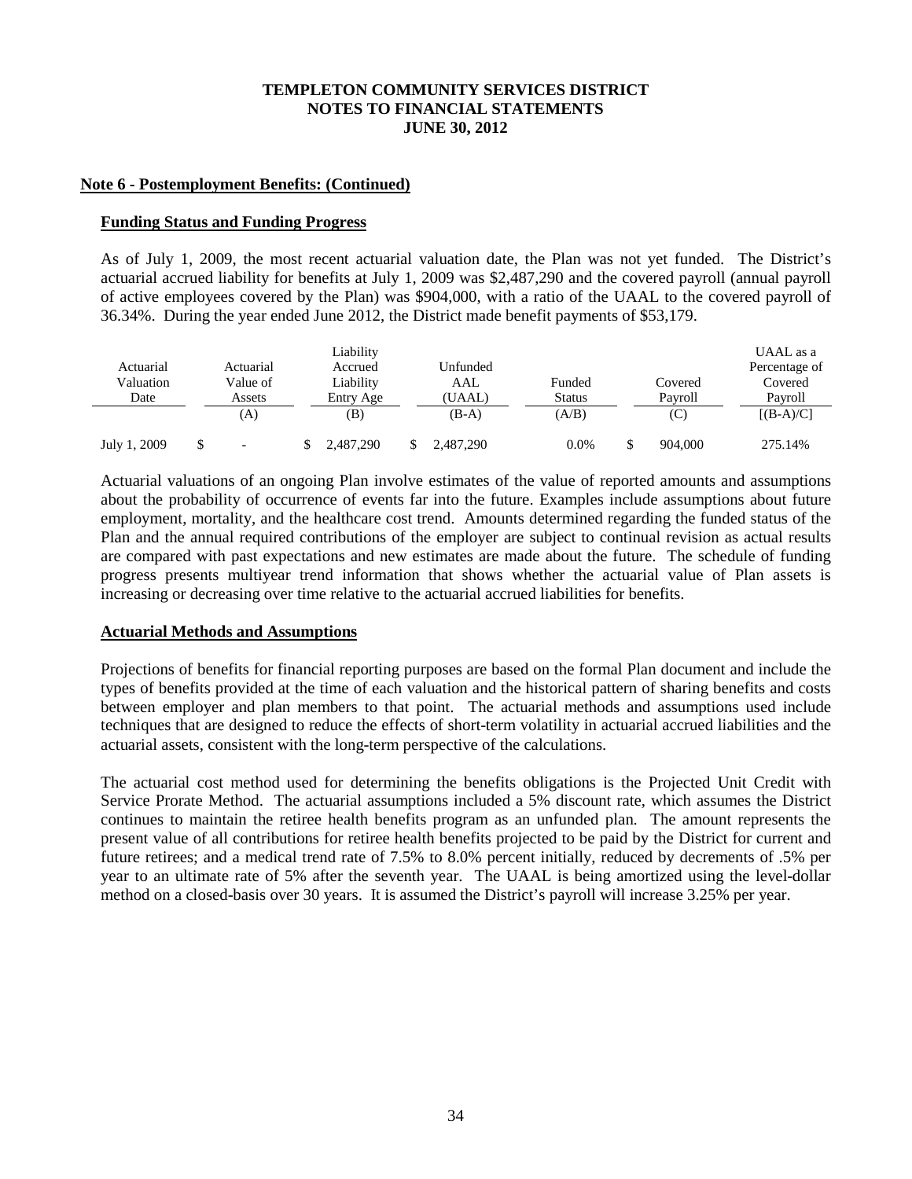**TEMPLETON COMMUNITY SERVICES DISTRICT**
**NOTES TO FINANCIAL STATEMENTS**
**JUNE 30, 2012**

## Note 6 - Postemployment Benefits: (Continued)

### Funding Status and Funding Progress

As of July 1, 2009, the most recent actuarial valuation date, the Plan was not yet funded. The District's actuarial accrued liability for benefits at July 1, 2009 was $2,487,290 and the covered payroll (annual payroll of active employees covered by the Plan) was $904,000, with a ratio of the UAAL to the covered payroll of 36.34%. During the year ended June 2012, the District made benefit payments of $53,179.

| Actuarial Valuation Date | Actuarial Value of Assets | Liability Accrued Liability Entry Age | Unfunded AAL (UAAL) | Funded Status | Covered Payroll | UAAL as a Percentage of Covered Payroll |
|---|---|---|---|---|---|---|
| | (A) | (B) | (B-A) | (A/B) | (C) | [(B-A)/C] |
| July 1, 2009 | $ - | $ 2,487,290 | $ 2,487,290 | 0.0% | $ 904,000 | 275.14% |

Actuarial valuations of an ongoing Plan involve estimates of the value of reported amounts and assumptions about the probability of occurrence of events far into the future. Examples include assumptions about future employment, mortality, and the healthcare cost trend. Amounts determined regarding the funded status of the Plan and the annual required contributions of the employer are subject to continual revision as actual results are compared with past expectations and new estimates are made about the future. The schedule of funding progress presents multiyear trend information that shows whether the actuarial value of Plan assets is increasing or decreasing over time relative to the actuarial accrued liabilities for benefits.

### Actuarial Methods and Assumptions

Projections of benefits for financial reporting purposes are based on the formal Plan document and include the types of benefits provided at the time of each valuation and the historical pattern of sharing benefits and costs between employer and plan members to that point. The actuarial methods and assumptions used include techniques that are designed to reduce the effects of short-term volatility in actuarial accrued liabilities and the actuarial assets, consistent with the long-term perspective of the calculations.

The actuarial cost method used for determining the benefits obligations is the Projected Unit Credit with Service Prorate Method. The actuarial assumptions included a 5% discount rate, which assumes the District continues to maintain the retiree health benefits program as an unfunded plan. The amount represents the present value of all contributions for retiree health benefits projected to be paid by the District for current and future retirees; and a medical trend rate of 7.5% to 8.0% percent initially, reduced by decrements of .5% per year to an ultimate rate of 5% after the seventh year. The UAAL is being amortized using the level-dollar method on a closed-basis over 30 years. It is assumed the District's payroll will increase 3.25% per year.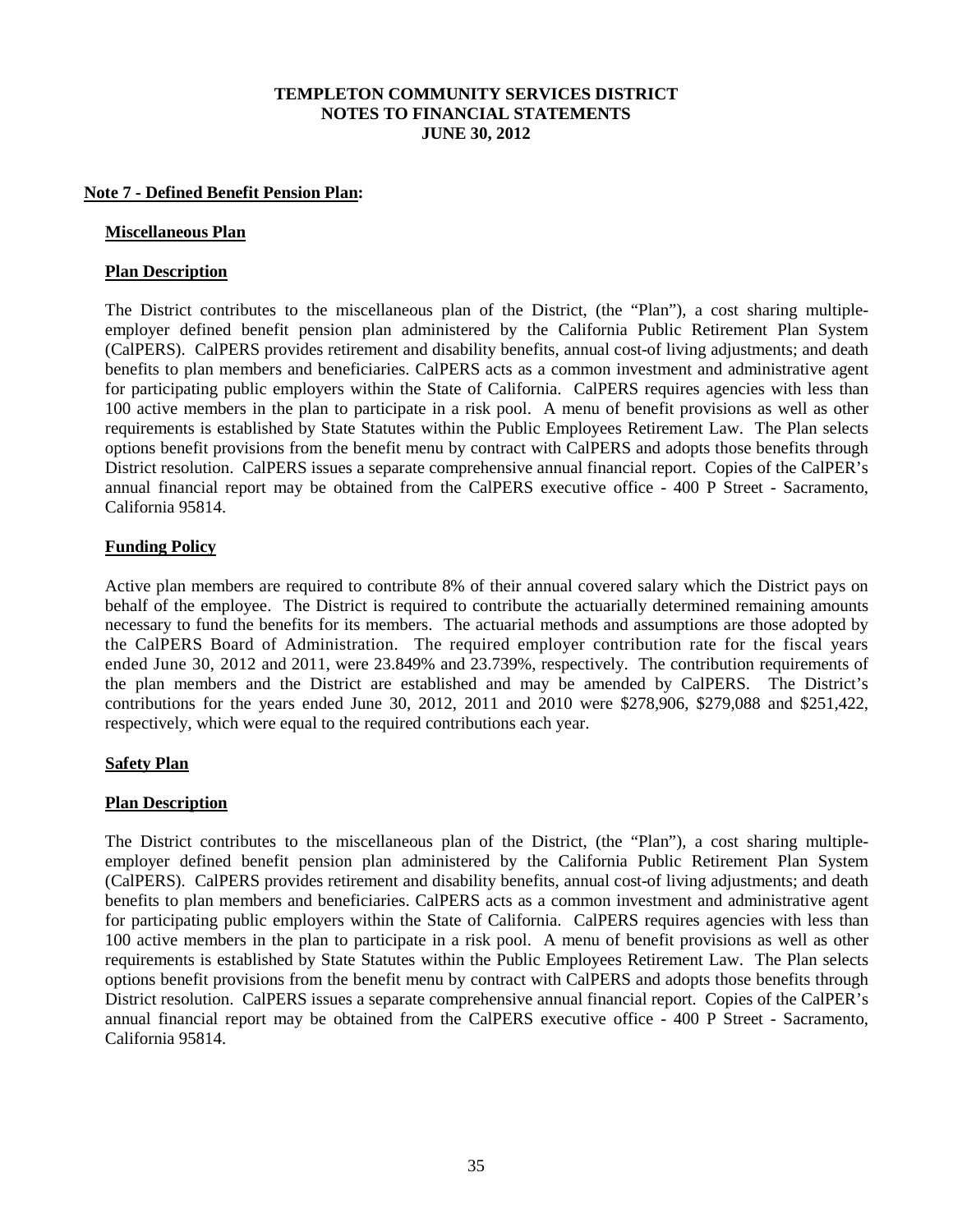**Note 7 - Defined Benefit Pension Plan:**

**Miscellaneous Plan**

**Plan Description**

The District contributes to the miscellaneous plan of the District, (the "Plan"), a cost sharing multiple-employer defined benefit pension plan administered by the California Public Retirement Plan System (CalPERS). CalPERS provides retirement and disability benefits, annual cost-of living adjustments; and death benefits to plan members and beneficiaries. CalPERS acts as a common investment and administrative agent for participating public employers within the State of California. CalPERS requires agencies with less than 100 active members in the plan to participate in a risk pool. A menu of benefit provisions as well as other requirements is established by State Statutes within the Public Employees Retirement Law. The Plan selects options benefit provisions from the benefit menu by contract with CalPERS and adopts those benefits through District resolution. CalPERS issues a separate comprehensive annual financial report. Copies of the CalPER's annual financial report may be obtained from the CalPERS executive office - 400 P Street - Sacramento, California 95814.

**Funding Policy**

Active plan members are required to contribute 8% of their annual covered salary which the District pays on behalf of the employee. The District is required to contribute the actuarially determined remaining amounts necessary to fund the benefits for its members. The actuarial methods and assumptions are those adopted by the CalPERS Board of Administration. The required employer contribution rate for the fiscal years ended June 30, 2012 and 2011, were 23.849% and 23.739%, respectively. The contribution requirements of the plan members and the District are established and may be amended by CalPERS. The District's contributions for the years ended June 30, 2012, 2011 and 2010 were $278,906, $279,088 and $251,422, respectively, which were equal to the required contributions each year.

**Safety Plan**

**Plan Description**

The District contributes to the miscellaneous plan of the District, (the "Plan"), a cost sharing multiple-employer defined benefit pension plan administered by the California Public Retirement Plan System (CalPERS). CalPERS provides retirement and disability benefits, annual cost-of living adjustments; and death benefits to plan members and beneficiaries. CalPERS acts as a common investment and administrative agent for participating public employers within the State of California. CalPERS requires agencies with less than 100 active members in the plan to participate in a risk pool. A menu of benefit provisions as well as other requirements is established by State Statutes within the Public Employees Retirement Law. The Plan selects options benefit provisions from the benefit menu by contract with CalPERS and adopts those benefits through District resolution. CalPERS issues a separate comprehensive annual financial report. Copies of the CalPER's annual financial report may be obtained from the CalPERS executive office - 400 P Street - Sacramento, California 95814.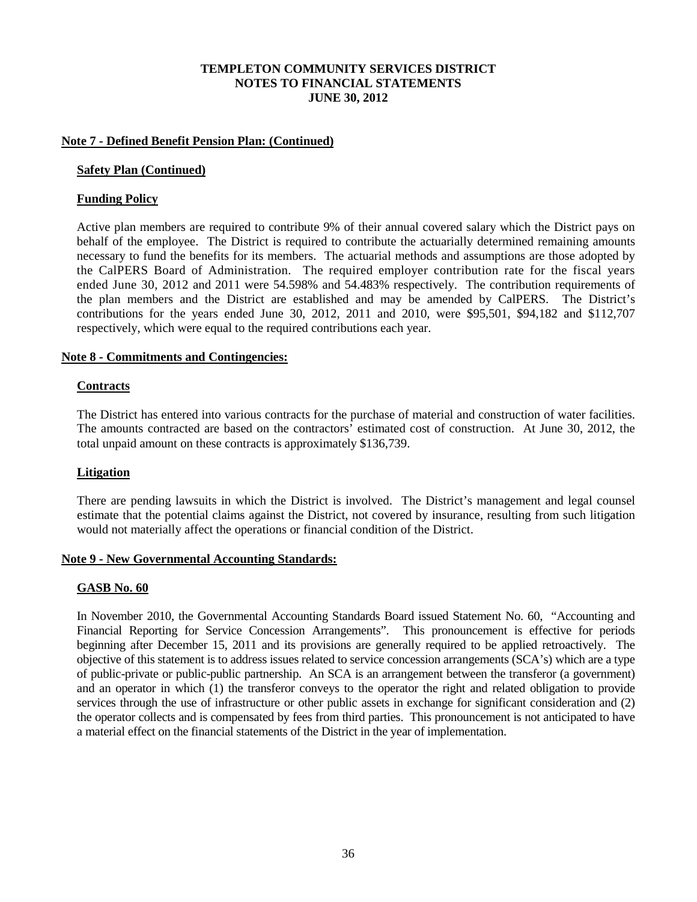## Note 7 - Defined Benefit Pension Plan: (Continued)

### Safety Plan (Continued)

### Funding Policy

Active plan members are required to contribute 9% of their annual covered salary which the District pays on behalf of the employee. The District is required to contribute the actuarially determined remaining amounts necessary to fund the benefits for its members. The actuarial methods and assumptions are those adopted by the CalPERS Board of Administration. The required employer contribution rate for the fiscal years ended June 30, 2012 and 2011 were 54.598% and 54.483% respectively. The contribution requirements of the plan members and the District are established and may be amended by CalPERS. The District's contributions for the years ended June 30, 2012, 2011 and 2010, were \$95,501, \$94,182 and \$112,707 respectively, which were equal to the required contributions each year.

## Note 8 - Commitments and Contingencies:

### Contracts

The District has entered into various contracts for the purchase of material and construction of water facilities. The amounts contracted are based on the contractors' estimated cost of construction. At June 30, 2012, the total unpaid amount on these contracts is approximately \$136,739.

### Litigation

There are pending lawsuits in which the District is involved. The District's management and legal counsel estimate that the potential claims against the District, not covered by insurance, resulting from such litigation would not materially affect the operations or financial condition of the District.

## Note 9 - New Governmental Accounting Standards:

### GASB No. 60

In November 2010, the Governmental Accounting Standards Board issued Statement No. 60, "Accounting and Financial Reporting for Service Concession Arrangements". This pronouncement is effective for periods beginning after December 15, 2011 and its provisions are generally required to be applied retroactively. The objective of this statement is to address issues related to service concession arrangements (SCA's) which are a type of public-private or public-public partnership. An SCA is an arrangement between the transferor (a government) and an operator in which (1) the transferor conveys to the operator the right and related obligation to provide services through the use of infrastructure or other public assets in exchange for significant consideration and (2) the operator collects and is compensated by fees from third parties. This pronouncement is not anticipated to have a material effect on the financial statements of the District in the year of implementation.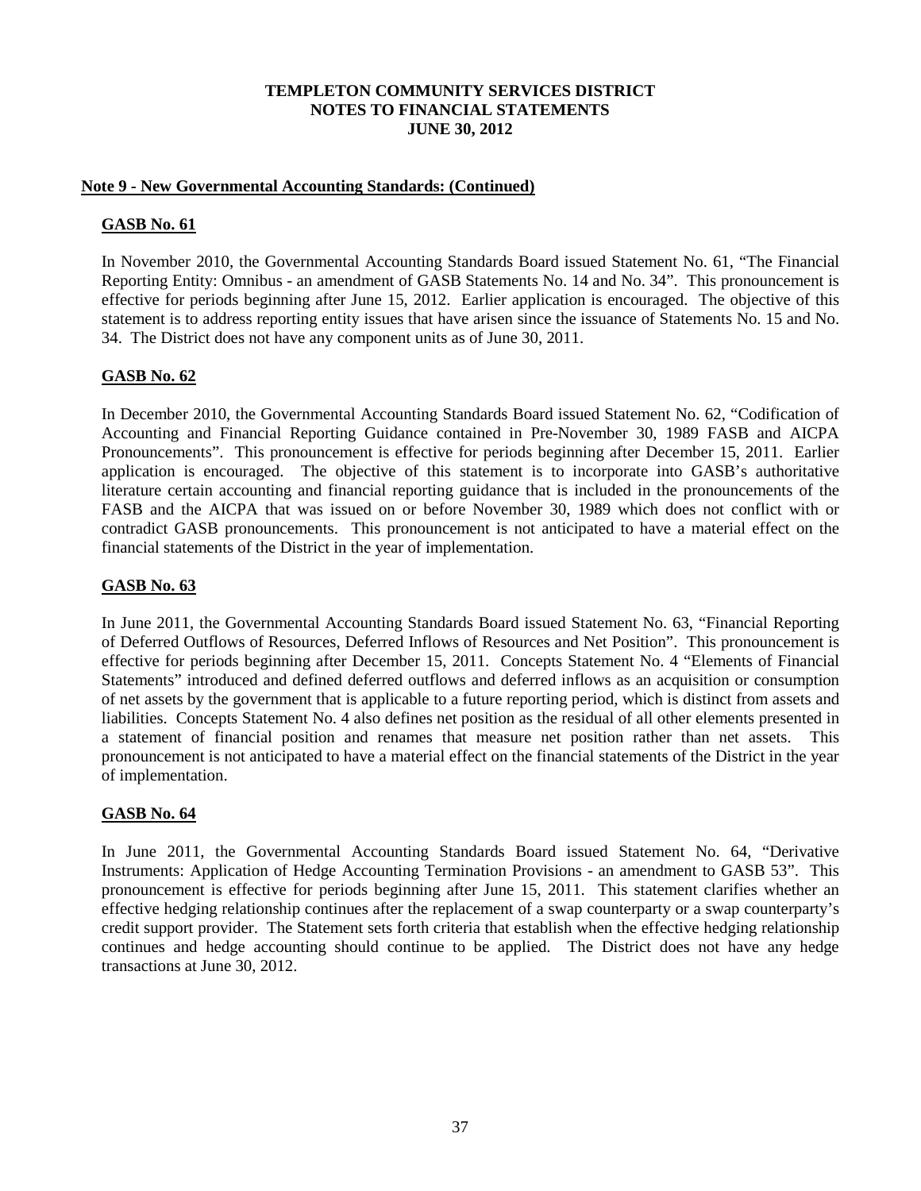**Note 9 - New Governmental Accounting Standards: (Continued)**

**GASB No. 61**

In November 2010, the Governmental Accounting Standards Board issued Statement No. 61, "The Financial Reporting Entity: Omnibus - an amendment of GASB Statements No. 14 and No. 34". This pronouncement is effective for periods beginning after June 15, 2012. Earlier application is encouraged. The objective of this statement is to address reporting entity issues that have arisen since the issuance of Statements No. 15 and No. 34. The District does not have any component units as of June 30, 2011.

**GASB No. 62**

In December 2010, the Governmental Accounting Standards Board issued Statement No. 62, "Codification of Accounting and Financial Reporting Guidance contained in Pre-November 30, 1989 FASB and AICPA Pronouncements". This pronouncement is effective for periods beginning after December 15, 2011. Earlier application is encouraged. The objective of this statement is to incorporate into GASB's authoritative literature certain accounting and financial reporting guidance that is included in the pronouncements of the FASB and the AICPA that was issued on or before November 30, 1989 which does not conflict with or contradict GASB pronouncements. This pronouncement is not anticipated to have a material effect on the financial statements of the District in the year of implementation.

**GASB No. 63**

In June 2011, the Governmental Accounting Standards Board issued Statement No. 63, "Financial Reporting of Deferred Outflows of Resources, Deferred Inflows of Resources and Net Position". This pronouncement is effective for periods beginning after December 15, 2011. Concepts Statement No. 4 "Elements of Financial Statements" introduced and defined deferred outflows and deferred inflows as an acquisition or consumption of net assets by the government that is applicable to a future reporting period, which is distinct from assets and liabilities. Concepts Statement No. 4 also defines net position as the residual of all other elements presented in a statement of financial position and renames that measure net position rather than net assets. This pronouncement is not anticipated to have a material effect on the financial statements of the District in the year of implementation.

**GASB No. 64**

In June 2011, the Governmental Accounting Standards Board issued Statement No. 64, "Derivative Instruments: Application of Hedge Accounting Termination Provisions - an amendment to GASB 53". This pronouncement is effective for periods beginning after June 15, 2011. This statement clarifies whether an effective hedging relationship continues after the replacement of a swap counterparty or a swap counterparty's credit support provider. The Statement sets forth criteria that establish when the effective hedging relationship continues and hedge accounting should continue to be applied. The District does not have any hedge transactions at June 30, 2012.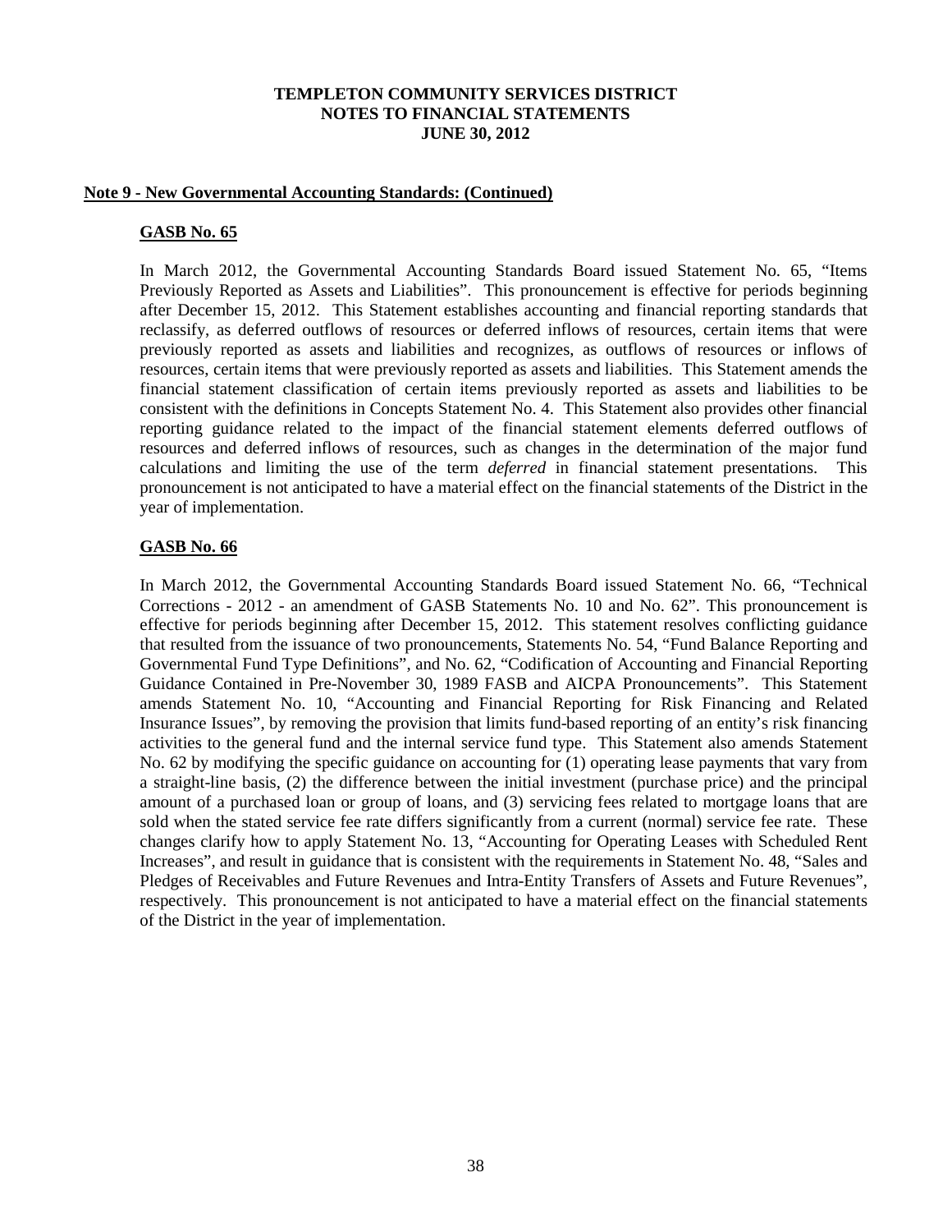**Note 9 - New Governmental Accounting Standards: (Continued)**

**GASB No. 65**

In March 2012, the Governmental Accounting Standards Board issued Statement No. 65, "Items Previously Reported as Assets and Liabilities". This pronouncement is effective for periods beginning after December 15, 2012. This Statement establishes accounting and financial reporting standards that reclassify, as deferred outflows of resources or deferred inflows of resources, certain items that were previously reported as assets and liabilities and recognizes, as outflows of resources or inflows of resources, certain items that were previously reported as assets and liabilities. This Statement amends the financial statement classification of certain items previously reported as assets and liabilities to be consistent with the definitions in Concepts Statement No. 4. This Statement also provides other financial reporting guidance related to the impact of the financial statement elements deferred outflows of resources and deferred inflows of resources, such as changes in the determination of the major fund calculations and limiting the use of the term *deferred* in financial statement presentations. This pronouncement is not anticipated to have a material effect on the financial statements of the District in the year of implementation.

**GASB No. 66**

In March 2012, the Governmental Accounting Standards Board issued Statement No. 66, "Technical Corrections - 2012 - an amendment of GASB Statements No. 10 and No. 62". This pronouncement is effective for periods beginning after December 15, 2012. This statement resolves conflicting guidance that resulted from the issuance of two pronouncements, Statements No. 54, "Fund Balance Reporting and Governmental Fund Type Definitions", and No. 62, "Codification of Accounting and Financial Reporting Guidance Contained in Pre-November 30, 1989 FASB and AICPA Pronouncements". This Statement amends Statement No. 10, "Accounting and Financial Reporting for Risk Financing and Related Insurance Issues", by removing the provision that limits fund-based reporting of an entity's risk financing activities to the general fund and the internal service fund type. This Statement also amends Statement No. 62 by modifying the specific guidance on accounting for (1) operating lease payments that vary from a straight-line basis, (2) the difference between the initial investment (purchase price) and the principal amount of a purchased loan or group of loans, and (3) servicing fees related to mortgage loans that are sold when the stated service fee rate differs significantly from a current (normal) service fee rate. These changes clarify how to apply Statement No. 13, "Accounting for Operating Leases with Scheduled Rent Increases", and result in guidance that is consistent with the requirements in Statement No. 48, "Sales and Pledges of Receivables and Future Revenues and Intra-Entity Transfers of Assets and Future Revenues", respectively. This pronouncement is not anticipated to have a material effect on the financial statements of the District in the year of implementation.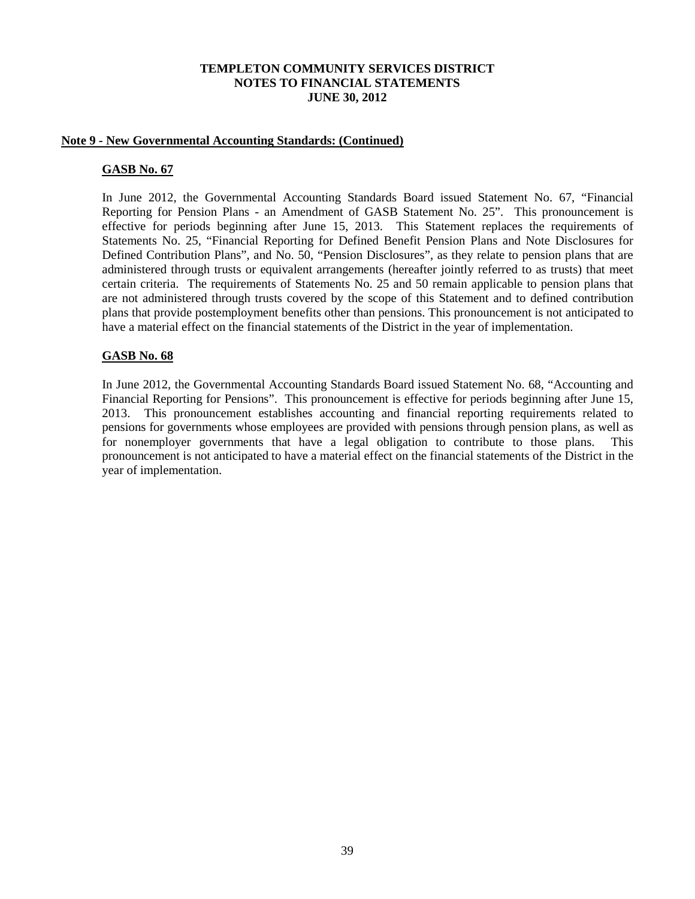**Note 9 - New Governmental Accounting Standards: (Continued)**

**GASB No. 67**

In June 2012, the Governmental Accounting Standards Board issued Statement No. 67, "Financial Reporting for Pension Plans - an Amendment of GASB Statement No. 25". This pronouncement is effective for periods beginning after June 15, 2013. This Statement replaces the requirements of Statements No. 25, "Financial Reporting for Defined Benefit Pension Plans and Note Disclosures for Defined Contribution Plans", and No. 50, "Pension Disclosures", as they relate to pension plans that are administered through trusts or equivalent arrangements (hereafter jointly referred to as trusts) that meet certain criteria. The requirements of Statements No. 25 and 50 remain applicable to pension plans that are not administered through trusts covered by the scope of this Statement and to defined contribution plans that provide postemployment benefits other than pensions. This pronouncement is not anticipated to have a material effect on the financial statements of the District in the year of implementation.

**GASB No. 68**

In June 2012, the Governmental Accounting Standards Board issued Statement No. 68, "Accounting and Financial Reporting for Pensions". This pronouncement is effective for periods beginning after June 15, 2013. This pronouncement establishes accounting and financial reporting requirements related to pensions for governments whose employees are provided with pensions through pension plans, as well as for nonemployer governments that have a legal obligation to contribute to those plans. This pronouncement is not anticipated to have a material effect on the financial statements of the District in the year of implementation.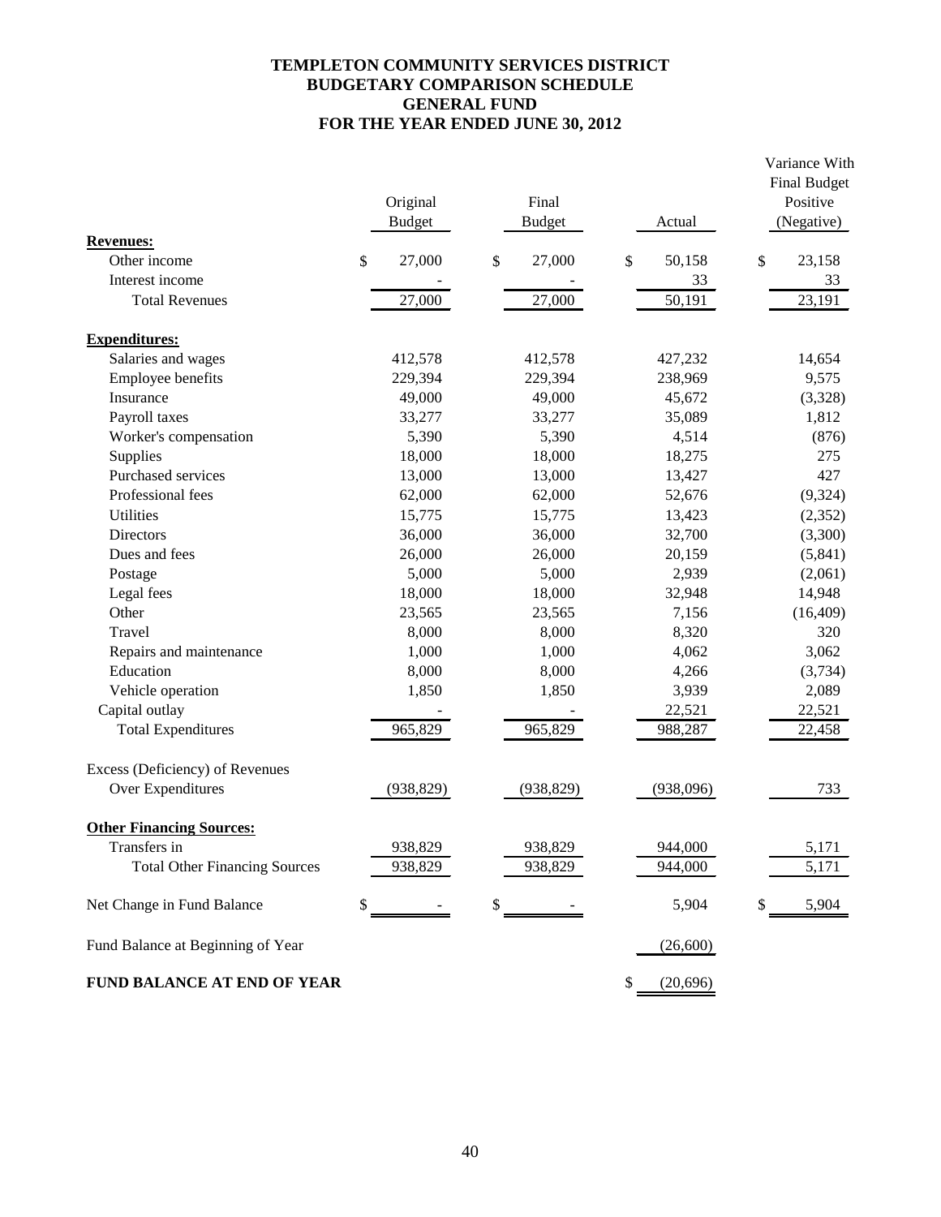# TEMPLETON COMMUNITY SERVICES DISTRICT
## BUDGETARY COMPARISON SCHEDULE
## GENERAL FUND
## FOR THE YEAR ENDED JUNE 30, 2012

| | Original Budget | Final Budget | Actual | Variance With Final Budget Positive (Negative) |
|---|---|---|---|---|
| **Revenues:** | | | | |
| Other income | $ 27,000 | $ 27,000 | $ 50,158 | $ 23,158 |
| Interest income | - | - | 33 | 33 |
| Total Revenues | 27,000 | 27,000 | 50,191 | 23,191 |
| **Expenditures:** | | | | |
| Salaries and wages | 412,578 | 412,578 | 427,232 | 14,654 |
| Employee benefits | 229,394 | 229,394 | 238,969 | 9,575 |
| Insurance | 49,000 | 49,000 | 45,672 | (3,328) |
| Payroll taxes | 33,277 | 33,277 | 35,089 | 1,812 |
| Worker's compensation | 5,390 | 5,390 | 4,514 | (876) |
| Supplies | 18,000 | 18,000 | 18,275 | 275 |
| Purchased services | 13,000 | 13,000 | 13,427 | 427 |
| Professional fees | 62,000 | 62,000 | 52,676 | (9,324) |
| Utilities | 15,775 | 15,775 | 13,423 | (2,352) |
| Directors | 36,000 | 36,000 | 32,700 | (3,300) |
| Dues and fees | 26,000 | 26,000 | 20,159 | (5,841) |
| Postage | 5,000 | 5,000 | 2,939 | (2,061) |
| Legal fees | 18,000 | 18,000 | 32,948 | 14,948 |
| Other | 23,565 | 23,565 | 7,156 | (16,409) |
| Travel | 8,000 | 8,000 | 8,320 | 320 |
| Repairs and maintenance | 1,000 | 1,000 | 4,062 | 3,062 |
| Education | 8,000 | 8,000 | 4,266 | (3,734) |
| Vehicle operation | 1,850 | 1,850 | 3,939 | 2,089 |
| Capital outlay | - | - | 22,521 | 22,521 |
| Total Expenditures | 965,829 | 965,829 | 988,287 | 22,458 |
| Excess (Deficiency) of Revenues Over Expenditures | (938,829) | (938,829) | (938,096) | 733 |
| **Other Financing Sources:** | | | | |
| Transfers in | 938,829 | 938,829 | 944,000 | 5,171 |
| Total Other Financing Sources | 938,829 | 938,829 | 944,000 | 5,171 |
| Net Change in Fund Balance | $ - | $ - | 5,904 | $ 5,904 |
| Fund Balance at Beginning of Year | | | (26,600) | |
| **FUND BALANCE AT END OF YEAR** | | | $ (20,696) | |